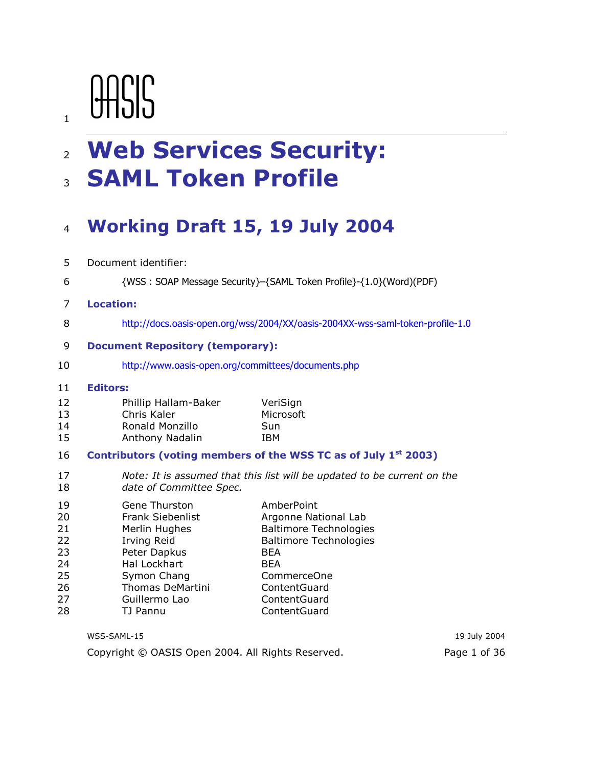OASIS

# Web Services Security: SAML Token Profile

## Working Draft 15, 19 July 2004

Document identifier:

{WSS : SOAP Message Security}–{SAML Token Profile}-{1.0}(Word)(PDF)

**Location:**

http://docs.oasis-open.org/wss/2004/XX/oasis-2004XX-wss-saml-token-profile-1.0

**Document Repository (temporary):**

http://www.oasis-open.org/committees/documents.php

**Editors:**

| | |
|---|---|
| Phillip Hallam-Baker | VeriSign |
| Chris Kaler | Microsoft |
| Ronald Monzillo | Sun |
| Anthony Nadalin | IBM |

**Contributors (voting members of the WSS TC as of July 1st 2003)**

*Note: It is assumed that this list will be updated to be current on the date of Committee Spec.*

| | |
|---|---|
| Gene Thurston | AmberPoint |
| Frank Siebenlist | Argonne National Lab |
| Merlin Hughes | Baltimore Technologies |
| Irving Reid | Baltimore Technologies |
| Peter Dapkus | BEA |
| Hal Lockhart | BEA |
| Symon Chang | CommerceOne |
| Thomas DeMartini | ContentGuard |
| Guillermo Lao | ContentGuard |
| TJ Pannu | ContentGuard |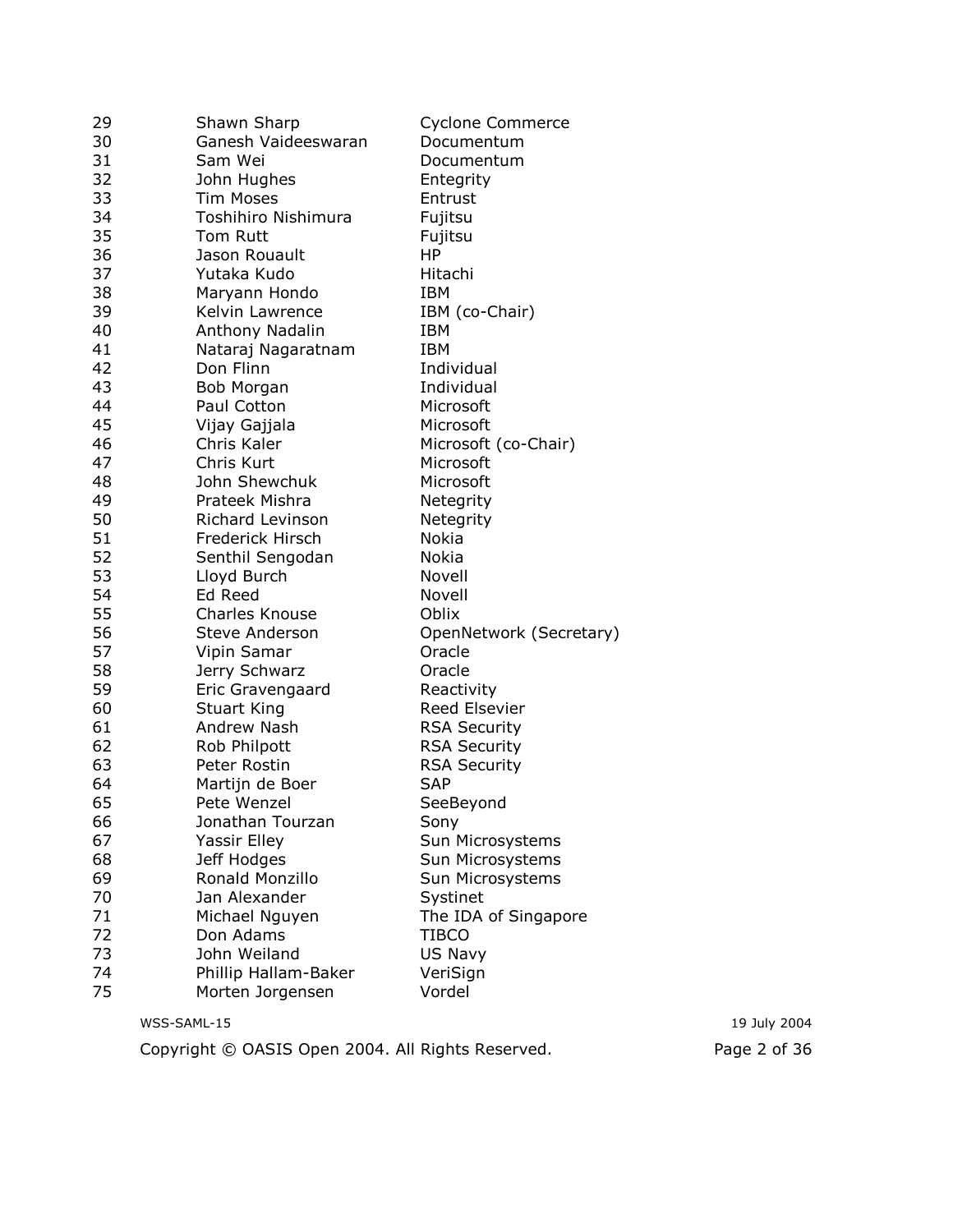| | | |
|---|---|---|
| 29 | Shawn Sharp | Cyclone Commerce |
| 30 | Ganesh Vaideeswaran | Documentum |
| 31 | Sam Wei | Documentum |
| 32 | John Hughes | Entegrity |
| 33 | Tim Moses | Entrust |
| 34 | Toshihiro Nishimura | Fujitsu |
| 35 | Tom Rutt | Fujitsu |
| 36 | Jason Rouault | HP |
| 37 | Yutaka Kudo | Hitachi |
| 38 | Maryann Hondo | IBM |
| 39 | Kelvin Lawrence | IBM (co-Chair) |
| 40 | Anthony Nadalin | IBM |
| 41 | Nataraj Nagaratnam | IBM |
| 42 | Don Flinn | Individual |
| 43 | Bob Morgan | Individual |
| 44 | Paul Cotton | Microsoft |
| 45 | Vijay Gajjala | Microsoft |
| 46 | Chris Kaler | Microsoft (co-Chair) |
| 47 | Chris Kurt | Microsoft |
| 48 | John Shewchuk | Microsoft |
| 49 | Prateek Mishra | Netegrity |
| 50 | Richard Levinson | Netegrity |
| 51 | Frederick Hirsch | Nokia |
| 52 | Senthil Sengodan | Nokia |
| 53 | Lloyd Burch | Novell |
| 54 | Ed Reed | Novell |
| 55 | Charles Knouse | Oblix |
| 56 | Steve Anderson | OpenNetwork (Secretary) |
| 57 | Vipin Samar | Oracle |
| 58 | Jerry Schwarz | Oracle |
| 59 | Eric Gravengaard | Reactivity |
| 60 | Stuart King | Reed Elsevier |
| 61 | Andrew Nash | RSA Security |
| 62 | Rob Philpott | RSA Security |
| 63 | Peter Rostin | RSA Security |
| 64 | Martijn de Boer | SAP |
| 65 | Pete Wenzel | SeeBeyond |
| 66 | Jonathan Tourzan | Sony |
| 67 | Yassir Elley | Sun Microsystems |
| 68 | Jeff Hodges | Sun Microsystems |
| 69 | Ronald Monzillo | Sun Microsystems |
| 70 | Jan Alexander | Systinet |
| 71 | Michael Nguyen | The IDA of Singapore |
| 72 | Don Adams | TIBCO |
| 73 | John Weiland | US Navy |
| 74 | Phillip Hallam-Baker | VeriSign |
| 75 | Morten Jorgensen | Vordel |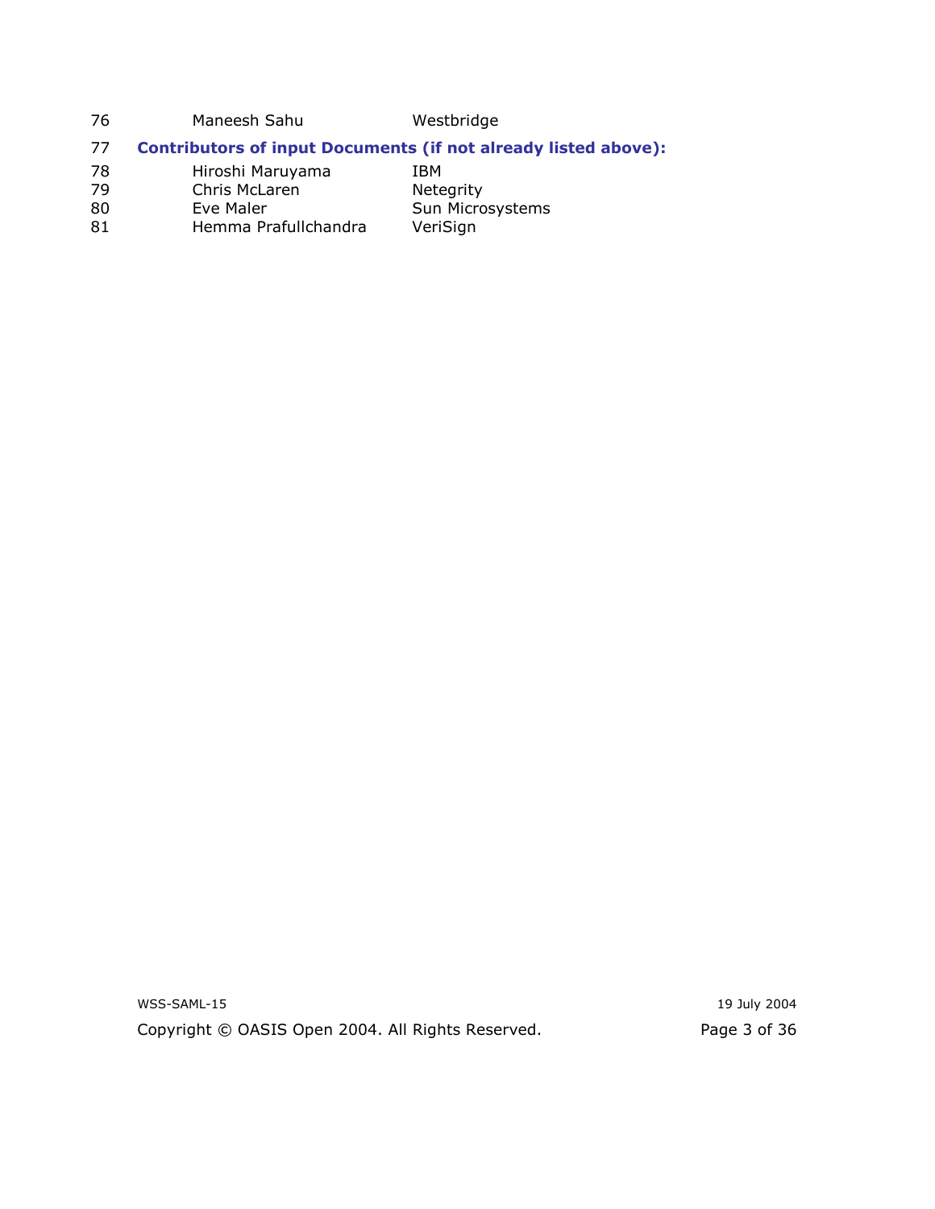| | |
|---|---|
| Maneesh Sahu | Westbridge |

**Contributors of input Documents (if not already listed above):**

| | |
|---|---|
| Hiroshi Maruyama | IBM |
| Chris McLaren | Netegrity |
| Eve Maler | Sun Microsystems |
| Hemma Prafullchandra | VeriSign |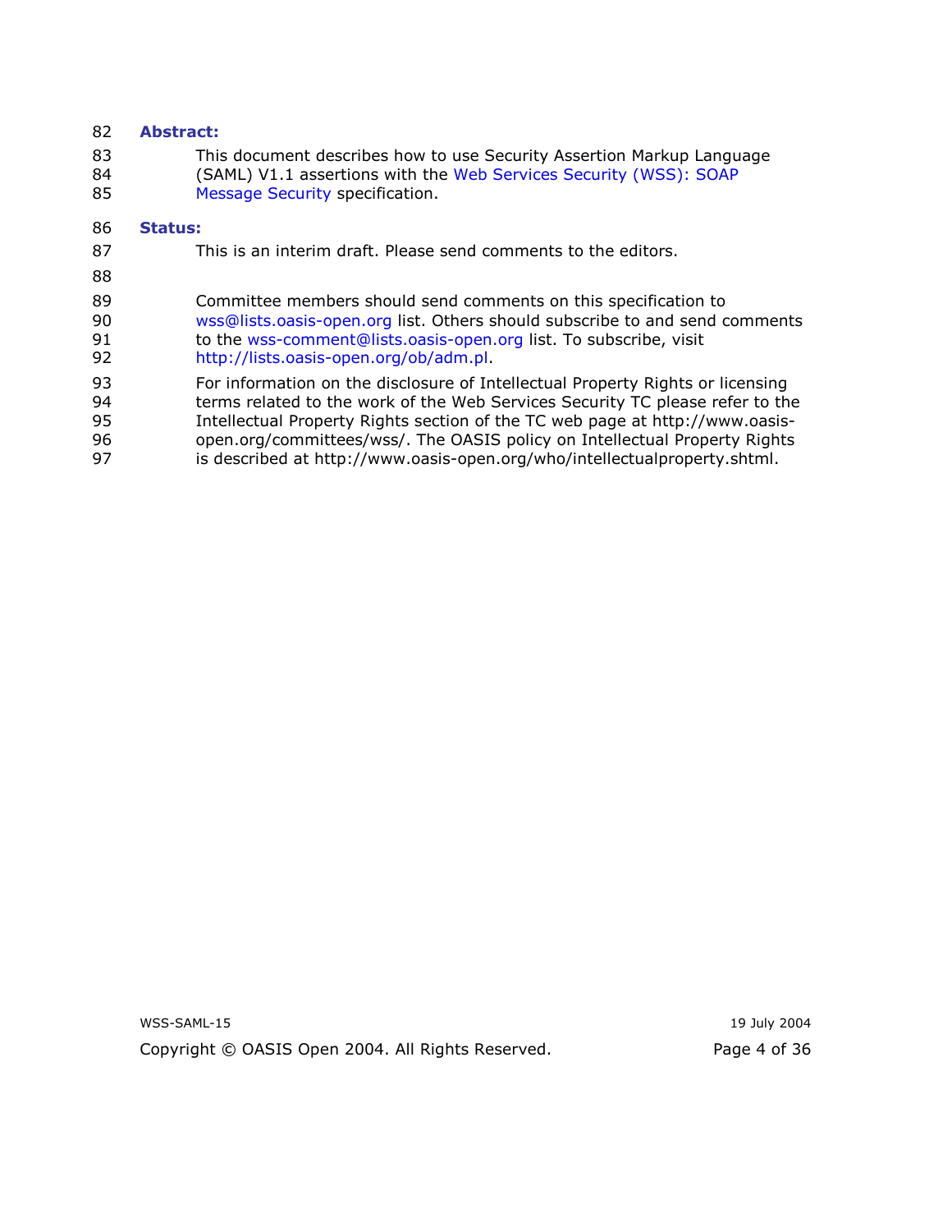**Abstract:**

This document describes how to use Security Assertion Markup Language (SAML) V1.1 assertions with the Web Services Security (WSS): SOAP Message Security specification.

**Status:**

This is an interim draft. Please send comments to the editors.

Committee members should send comments on this specification to wss@lists.oasis-open.org list. Others should subscribe to and send comments to the wss-comment@lists.oasis-open.org list. To subscribe, visit http://lists.oasis-open.org/ob/adm.pl.

For information on the disclosure of Intellectual Property Rights or licensing terms related to the work of the Web Services Security TC please refer to the Intellectual Property Rights section of the TC web page at http://www.oasis-open.org/committees/wss/. The OASIS policy on Intellectual Property Rights is described at http://www.oasis-open.org/who/intellectualproperty.shtml.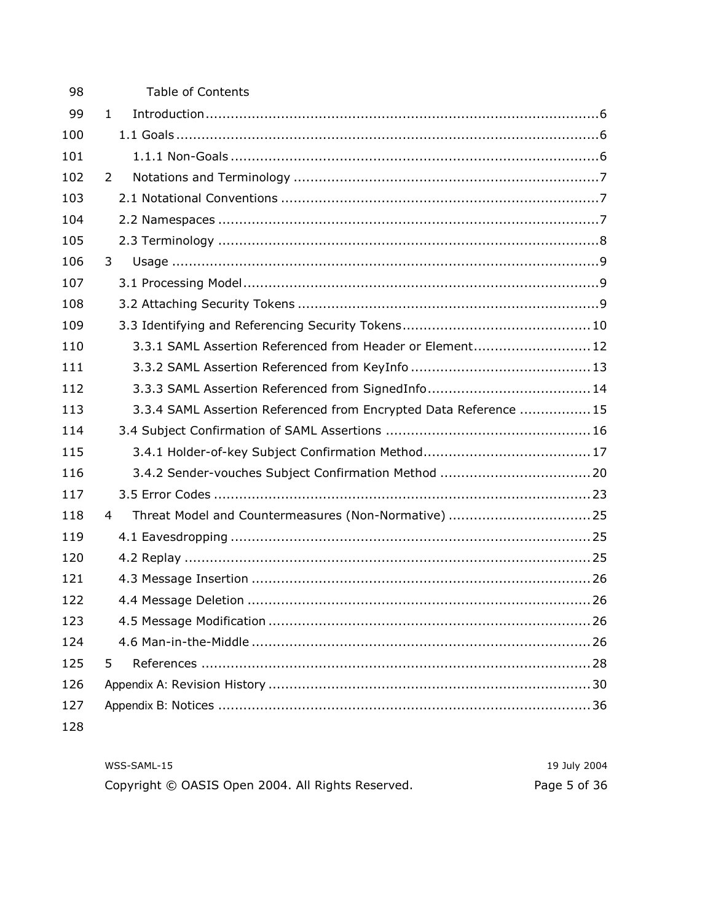Table of Contents

1 Introduction .......................................................................................... 6

1.1 Goals .................................................................................................. 6

1.1.1 Non-Goals ..................................................................................... 6

2 Notations and Terminology ....................................................................... 7

2.1 Notational Conventions ........................................................................ 7

2.2 Namespaces ........................................................................................ 7

2.3 Terminology ........................................................................................ 8

3 Usage ..................................................................................................... 9

3.1 Processing Model .................................................................................. 9

3.2 Attaching Security Tokens ..................................................................... 9

3.3 Identifying and Referencing Security Tokens .......................................... 10

3.3.1 SAML Assertion Referenced from Header or Element ........................... 12

3.3.2 SAML Assertion Referenced from KeyInfo .......................................... 13

3.3.3 SAML Assertion Referenced from SignedInfo ...................................... 14

3.3.4 SAML Assertion Referenced from Encrypted Data Reference ................ 15

3.4 Subject Confirmation of SAML Assertions ............................................... 16

3.4.1 Holder-of-key Subject Confirmation Method ....................................... 17

3.4.2 Sender-vouches Subject Confirmation Method .................................... 20

3.5 Error Codes ......................................................................................... 23

4 Threat Model and Countermeasures (Non-Normative) .................................. 25

4.1 Eavesdropping ..................................................................................... 25

4.2 Replay ................................................................................................ 25

4.3 Message Insertion ................................................................................ 26

4.4 Message Deletion ................................................................................. 26

4.5 Message Modification ............................................................................ 26

4.6 Man-in-the-Middle ................................................................................ 26

5 References .............................................................................................. 28

Appendix A: Revision History ........................................................................ 30

Appendix B: Notices .................................................................................... 36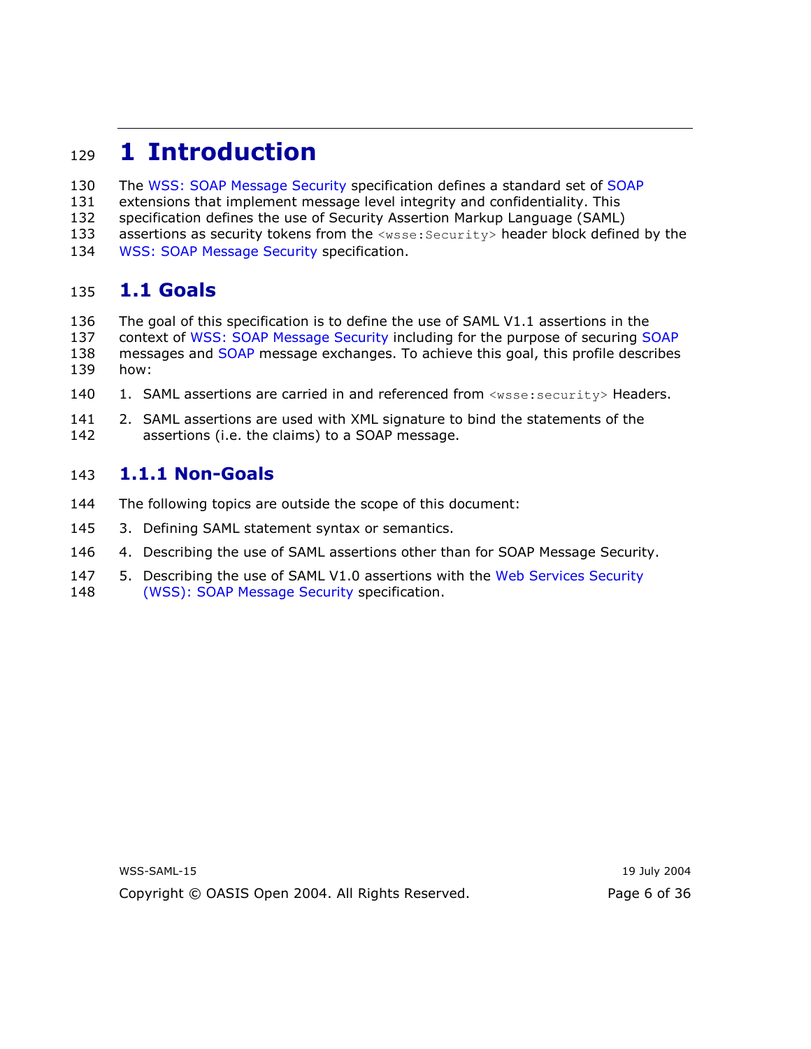# 1 Introduction

The WSS: SOAP Message Security specification defines a standard set of SOAP extensions that implement message level integrity and confidentiality. This specification defines the use of Security Assertion Markup Language (SAML) assertions as security tokens from the `<wsse:Security>` header block defined by the WSS: SOAP Message Security specification.

## 1.1 Goals

The goal of this specification is to define the use of SAML V1.1 assertions in the context of WSS: SOAP Message Security including for the purpose of securing SOAP messages and SOAP message exchanges. To achieve this goal, this profile describes how:

1. SAML assertions are carried in and referenced from `<wsse:security>` Headers.
2. SAML assertions are used with XML signature to bind the statements of the assertions (i.e. the claims) to a SOAP message.

### 1.1.1 Non-Goals

The following topics are outside the scope of this document:

3. Defining SAML statement syntax or semantics.
4. Describing the use of SAML assertions other than for SOAP Message Security.
5. Describing the use of SAML V1.0 assertions with the Web Services Security (WSS): SOAP Message Security specification.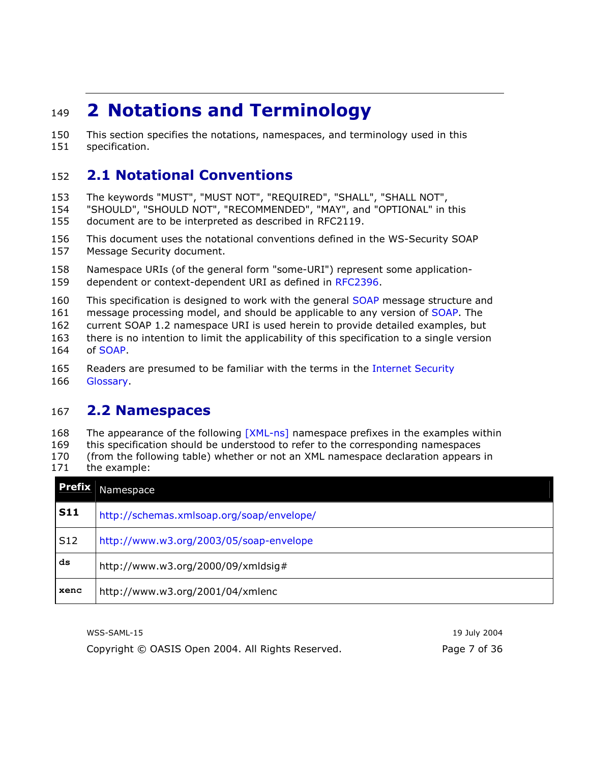# 2 Notations and Terminology

This section specifies the notations, namespaces, and terminology used in this specification.

## 2.1 Notational Conventions

The keywords "MUST", "MUST NOT", "REQUIRED", "SHALL", "SHALL NOT", "SHOULD", "SHOULD NOT", "RECOMMENDED", "MAY", and "OPTIONAL" in this document are to be interpreted as described in RFC2119.

This document uses the notational conventions defined in the WS-Security SOAP Message Security document.

Namespace URIs (of the general form "some-URI") represent some application-dependent or context-dependent URI as defined in RFC2396.

This specification is designed to work with the general SOAP message structure and message processing model, and should be applicable to any version of SOAP. The current SOAP 1.2 namespace URI is used herein to provide detailed examples, but there is no intention to limit the applicability of this specification to a single version of SOAP.

Readers are presumed to be familiar with the terms in the Internet Security Glossary.

## 2.2 Namespaces

The appearance of the following [XML-ns] namespace prefixes in the examples within this specification should be understood to refer to the corresponding namespaces (from the following table) whether or not an XML namespace declaration appears in the example:

| **Prefix** | Namespace |
|---|---|
| **S11** | http://schemas.xmlsoap.org/soap/envelope/ |
| S12 | http://www.w3.org/2003/05/soap-envelope |
| **ds** | http://www.w3.org/2000/09/xmldsig# |
| **xenc** | http://www.w3.org/2001/04/xmlenc |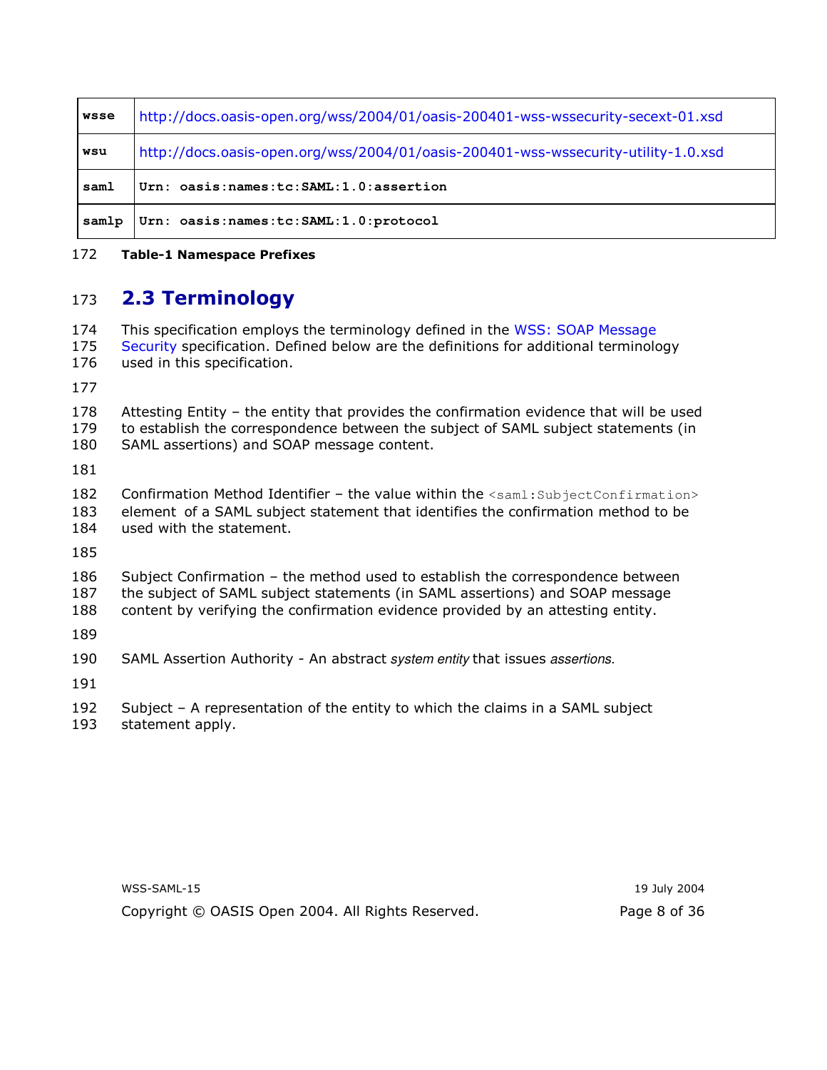| wsse | http://docs.oasis-open.org/wss/2004/01/oasis-200401-wss-wssecurity-secext-01.xsd |
|---|---|
| wsu | http://docs.oasis-open.org/wss/2004/01/oasis-200401-wss-wssecurity-utility-1.0.xsd |
| saml | Urn: oasis:names:tc:SAML:1.0:assertion |
| samlp | Urn: oasis:names:tc:SAML:1.0:protocol |

**Table-1 Namespace Prefixes**

## 2.3 Terminology

This specification employs the terminology defined in the WSS: SOAP Message Security specification. Defined below are the definitions for additional terminology used in this specification.

Attesting Entity – the entity that provides the confirmation evidence that will be used to establish the correspondence between the subject of SAML subject statements (in SAML assertions) and SOAP message content.

Confirmation Method Identifier – the value within the `<saml:SubjectConfirmation>` element of a SAML subject statement that identifies the confirmation method to be used with the statement.

Subject Confirmation – the method used to establish the correspondence between the subject of SAML subject statements (in SAML assertions) and SOAP message content by verifying the confirmation evidence provided by an attesting entity.

SAML Assertion Authority - An abstract *system entity* that issues *assertions.*

Subject – A representation of the entity to which the claims in a SAML subject statement apply.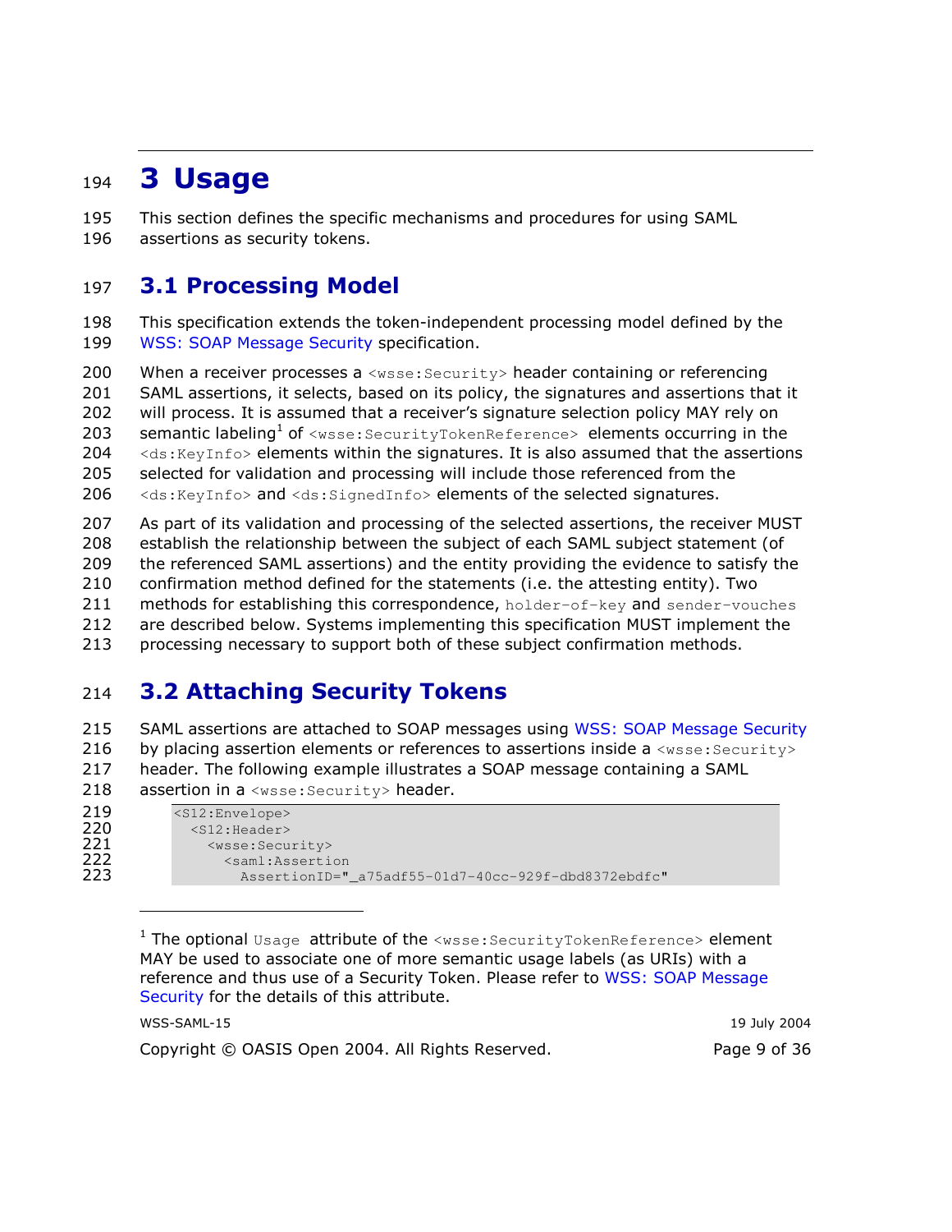# 3 Usage

This section defines the specific mechanisms and procedures for using SAML assertions as security tokens.

## 3.1 Processing Model

This specification extends the token-independent processing model defined by the WSS: SOAP Message Security specification.

When a receiver processes a `<wsse:Security>` header containing or referencing SAML assertions, it selects, based on its policy, the signatures and assertions that it will process. It is assumed that a receiver's signature selection policy MAY rely on semantic labeling[1] of `<wsse:SecurityTokenReference>` elements occurring in the `<ds:KeyInfo>` elements within the signatures. It is also assumed that the assertions selected for validation and processing will include those referenced from the `<ds:KeyInfo>` and `<ds:SignedInfo>` elements of the selected signatures.

As part of its validation and processing of the selected assertions, the receiver MUST establish the relationship between the subject of each SAML subject statement (of the referenced SAML assertions) and the entity providing the evidence to satisfy the confirmation method defined for the statements (i.e. the attesting entity). Two methods for establishing this correspondence, `holder-of-key` and `sender-vouches` are described below. Systems implementing this specification MUST implement the processing necessary to support both of these subject confirmation methods.

## 3.2 Attaching Security Tokens

SAML assertions are attached to SOAP messages using WSS: SOAP Message Security by placing assertion elements or references to assertions inside a `<wsse:Security>` header. The following example illustrates a SOAP message containing a SAML assertion in a `<wsse:Security>` header.

```
<S12:Envelope>
  <S12:Header>
    <wsse:Security>
      <saml:Assertion
        AssertionID="_a75adf55-01d7-40cc-929f-dbd8372ebdfc"
```

[1] The optional `Usage` attribute of the `<wsse:SecurityTokenReference>` element MAY be used to associate one of more semantic usage labels (as URIs) with a reference and thus use of a Security Token. Please refer to WSS: SOAP Message Security for the details of this attribute.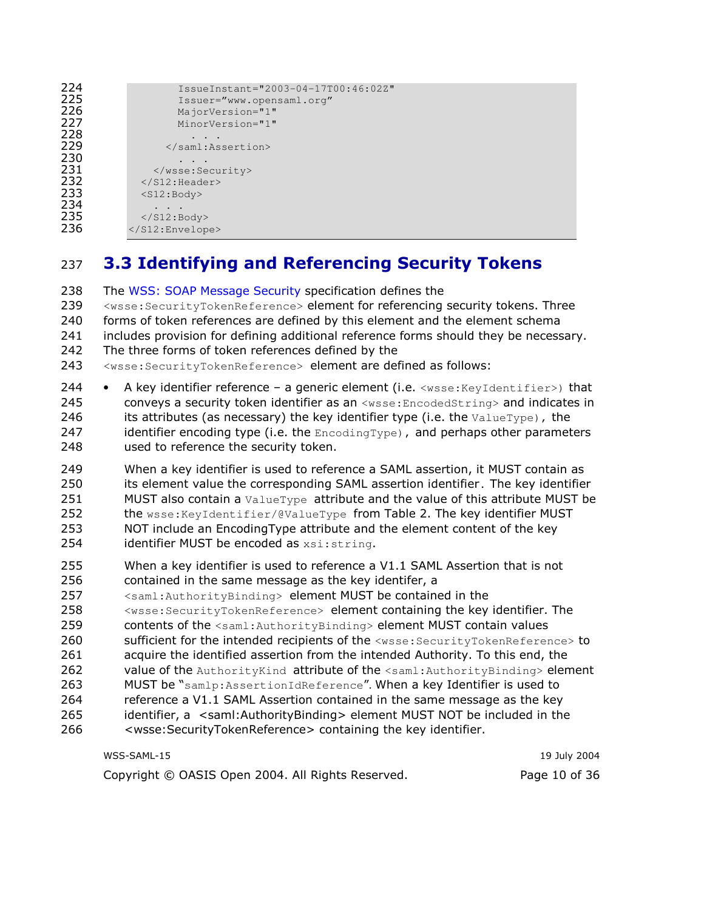```
        IssueInstant="2003-04-17T00:46:02Z"
        Issuer="www.opensaml.org"
        MajorVersion="1"
        MinorVersion="1"
          . . .
      </saml:Assertion>
        . . .
    </wsse:Security>
  </S12:Header>
  <S12:Body>
    . . .
  </S12:Body>
</S12:Envelope>
```

## 3.3 Identifying and Referencing Security Tokens

The WSS: SOAP Message Security specification defines the `<wsse:SecurityTokenReference>` element for referencing security tokens. Three forms of token references are defined by this element and the element schema includes provision for defining additional reference forms should they be necessary. The three forms of token references defined by the `<wsse:SecurityTokenReference>` element are defined as follows:

- A key identifier reference – a generic element (i.e. `<wsse:KeyIdentifier>`) that conveys a security token identifier as an `<wsse:EncodedString>` and indicates in its attributes (as necessary) the key identifier type (i.e. the `ValueType`), the identifier encoding type (i.e. the `EncodingType`), and perhaps other parameters used to reference the security token.

  When a key identifier is used to reference a SAML assertion, it MUST contain as its element value the corresponding SAML assertion identifier. The key identifier MUST also contain a `ValueType` attribute and the value of this attribute MUST be the `wsse:KeyIdentifier/@ValueType` from Table 2. The key identifier MUST NOT include an EncodingType attribute and the element content of the key identifier MUST be encoded as `xsi:string`.

  When a key identifier is used to reference a V1.1 SAML Assertion that is not contained in the same message as the key identifer, a `<saml:AuthorityBinding>` element MUST be contained in the `<wsse:SecurityTokenReference>` element containing the key identifier. The contents of the `<saml:AuthorityBinding>` element MUST contain values sufficient for the intended recipients of the `<wsse:SecurityTokenReference>` to acquire the identified assertion from the intended Authority. To this end, the value of the `AuthorityKind` attribute of the `<saml:AuthorityBinding>` element MUST be "`samlp:AssertionIdReference`". When a key Identifier is used to reference a V1.1 SAML Assertion contained in the same message as the key identifier, a <saml:AuthorityBinding> element MUST NOT be included in the <wsse:SecurityTokenReference> containing the key identifier.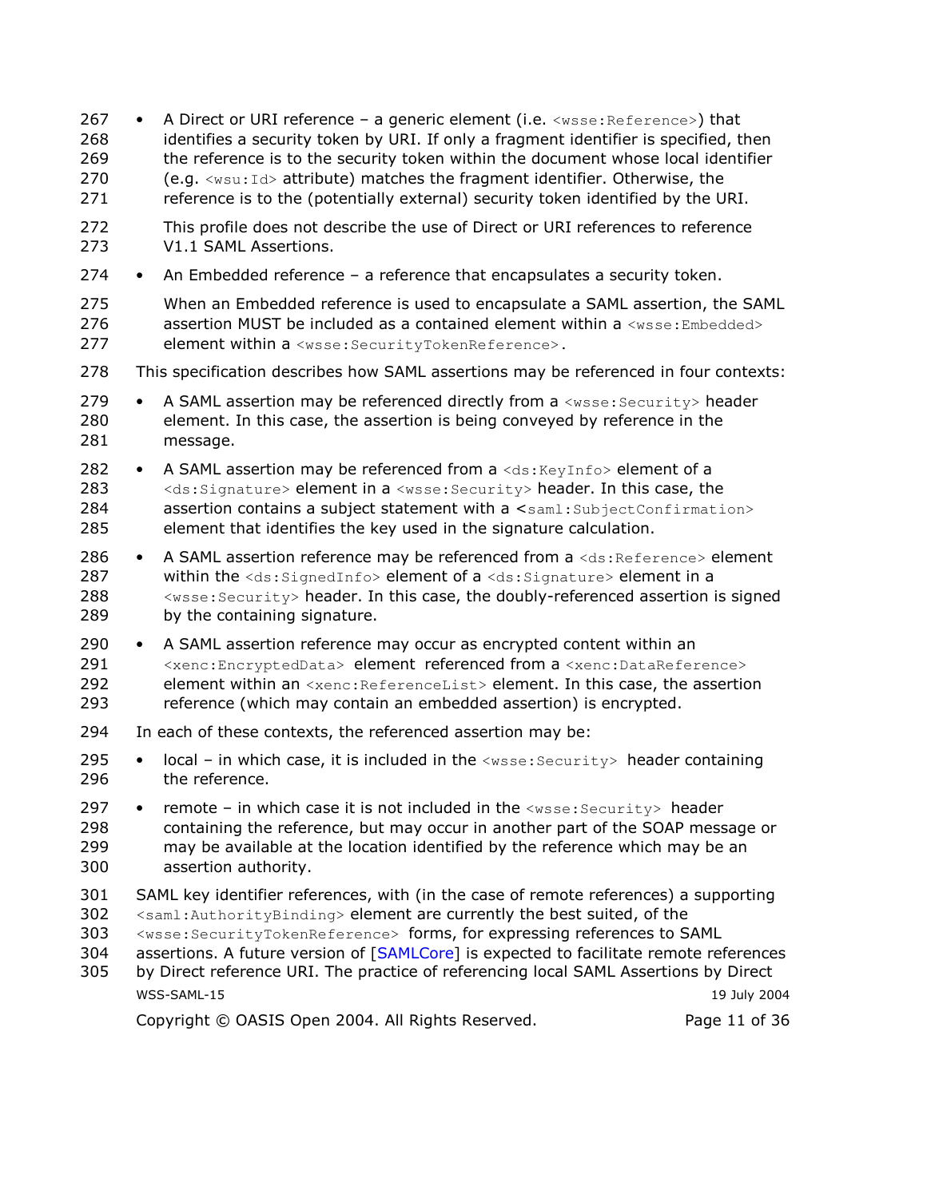- A Direct or URI reference – a generic element (i.e. `<wsse:Reference>`) that identifies a security token by URI. If only a fragment identifier is specified, then the reference is to the security token within the document whose local identifier (e.g. `<wsu:Id>` attribute) matches the fragment identifier. Otherwise, the reference is to the (potentially external) security token identified by the URI.

  This profile does not describe the use of Direct or URI references to reference V1.1 SAML Assertions.

- An Embedded reference – a reference that encapsulates a security token.

  When an Embedded reference is used to encapsulate a SAML assertion, the SAML assertion MUST be included as a contained element within a `<wsse:Embedded>` element within a `<wsse:SecurityTokenReference>`.

This specification describes how SAML assertions may be referenced in four contexts:

- A SAML assertion may be referenced directly from a `<wsse:Security>` header element. In this case, the assertion is being conveyed by reference in the message.
- A SAML assertion may be referenced from a `<ds:KeyInfo>` element of a `<ds:Signature>` element in a `<wsse:Security>` header. In this case, the assertion contains a subject statement with a `<saml:SubjectConfirmation>` element that identifies the key used in the signature calculation.
- A SAML assertion reference may be referenced from a `<ds:Reference>` element within the `<ds:SignedInfo>` element of a `<ds:Signature>` element in a `<wsse:Security>` header. In this case, the doubly-referenced assertion is signed by the containing signature.
- A SAML assertion reference may occur as encrypted content within an `<xenc:EncryptedData>` element referenced from a `<xenc:DataReference>` element within an `<xenc:ReferenceList>` element. In this case, the assertion reference (which may contain an embedded assertion) is encrypted.

In each of these contexts, the referenced assertion may be:

- local – in which case, it is included in the `<wsse:Security>` header containing the reference.
- remote – in which case it is not included in the `<wsse:Security>` header containing the reference, but may occur in another part of the SOAP message or may be available at the location identified by the reference which may be an assertion authority.

SAML key identifier references, with (in the case of remote references) a supporting `<saml:AuthorityBinding>` element are currently the best suited, of the `<wsse:SecurityTokenReference>` forms, for expressing references to SAML assertions. A future version of [SAMLCore] is expected to facilitate remote references by Direct reference URI. The practice of referencing local SAML Assertions by Direct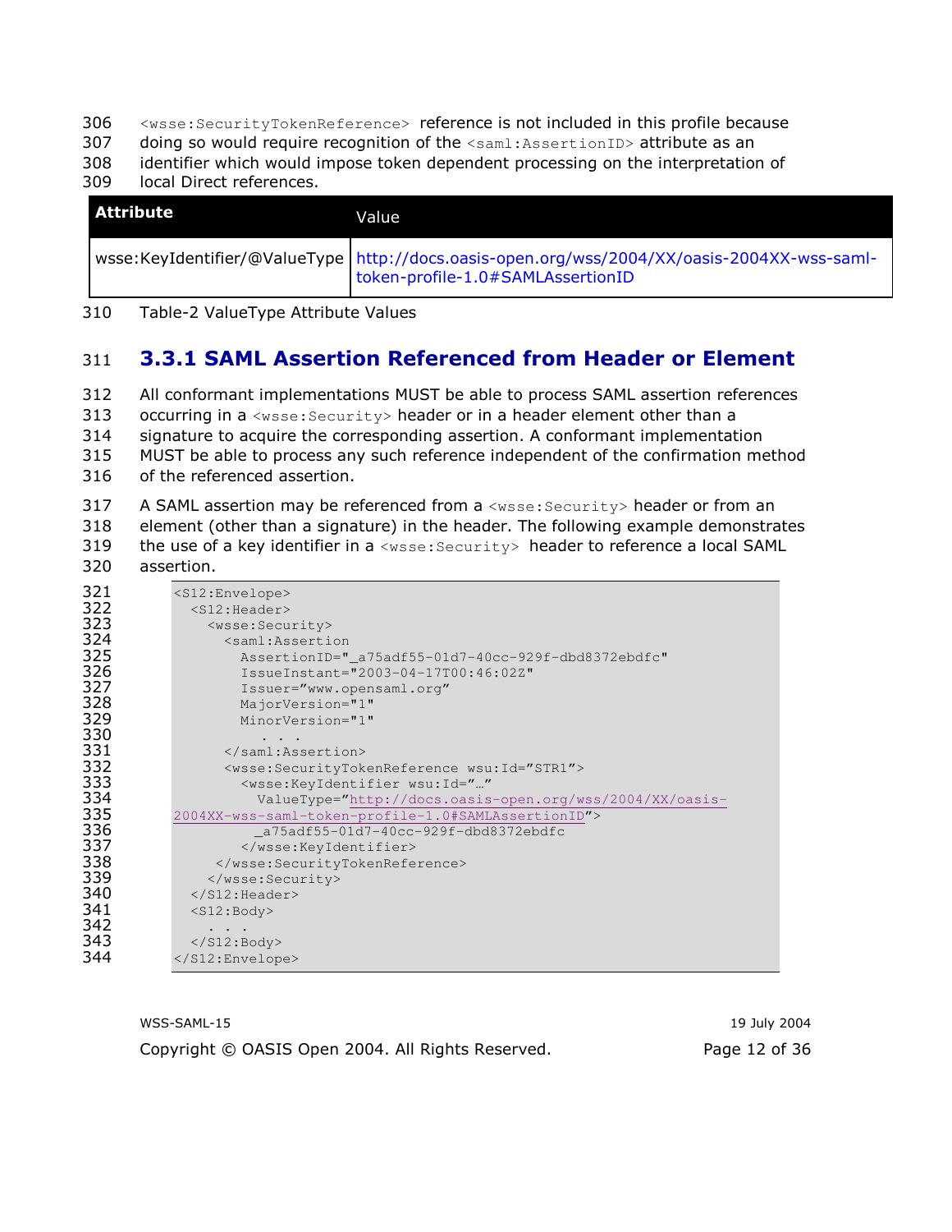`<wsse:SecurityTokenReference>` reference is not included in this profile because doing so would require recognition of the `<saml:AssertionID>` attribute as an identifier which would impose token dependent processing on the interpretation of local Direct references.

| Attribute | Value |
|---|---|
| wsse:KeyIdentifier/@ValueType | http://docs.oasis-open.org/wss/2004/XX/oasis-2004XX-wss-saml-token-profile-1.0#SAMLAssertionID |

Table-2 ValueType Attribute Values

### 3.3.1 SAML Assertion Referenced from Header or Element

All conformant implementations MUST be able to process SAML assertion references occurring in a `<wsse:Security>` header or in a header element other than a signature to acquire the corresponding assertion. A conformant implementation MUST be able to process any such reference independent of the confirmation method of the referenced assertion.

A SAML assertion may be referenced from a `<wsse:Security>` header or from an element (other than a signature) in the header. The following example demonstrates the use of a key identifier in a `<wsse:Security>` header to reference a local SAML assertion.

```
<S12:Envelope>
  <S12:Header>
    <wsse:Security>
      <saml:Assertion
        AssertionID="_a75adf55-01d7-40cc-929f-dbd8372ebdfc"
        IssueInstant="2003-04-17T00:46:02Z"
        Issuer=”www.opensaml.org”
        MajorVersion="1"
        MinorVersion="1"
          . . .
      </saml:Assertion>
      <wsse:SecurityTokenReference wsu:Id=”STR1”>
        <wsse:KeyIdentifier wsu:Id=”…”
          ValueType=”http://docs.oasis-open.org/wss/2004/XX/oasis-
2004XX-wss-saml-token-profile-1.0#SAMLAssertionID”>
          _a75adf55-01d7-40cc-929f-dbd8372ebdfc
        </wsse:KeyIdentifier>
     </wsse:SecurityTokenReference>
    </wsse:Security>
  </S12:Header>
  <S12:Body>
    . . .
  </S12:Body>
</S12:Envelope>
```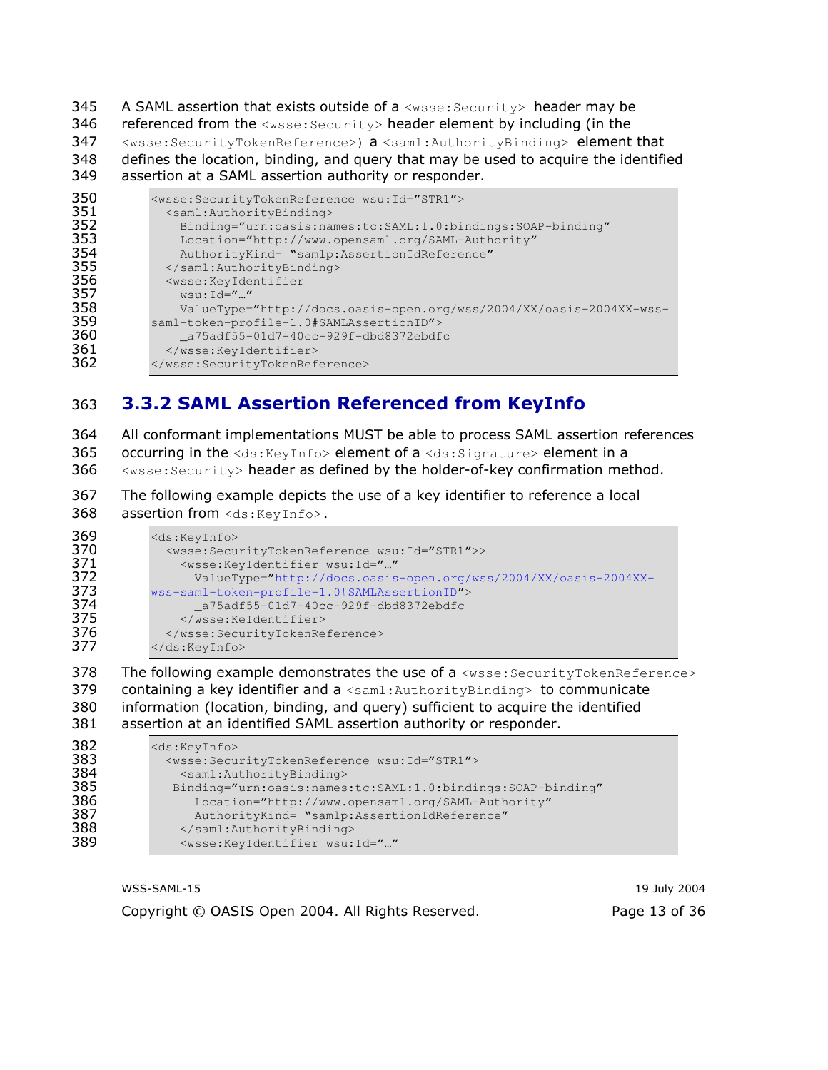A SAML assertion that exists outside of a `<wsse:Security>` header may be referenced from the `<wsse:Security>` header element by including (in the `<wsse:SecurityTokenReference>`) a `<saml:AuthorityBinding>` element that defines the location, binding, and query that may be used to acquire the identified assertion at a SAML assertion authority or responder.

```
<wsse:SecurityTokenReference wsu:Id=”STR1”>
  <saml:AuthorityBinding>
    Binding=”urn:oasis:names:tc:SAML:1.0:bindings:SOAP-binding”
    Location=”http://www.opensaml.org/SAML-Authority”
    AuthorityKind= “samlp:AssertionIdReference”
  </saml:AuthorityBinding>
  <wsse:KeyIdentifier
    wsu:Id=”…”
    ValueType=”http://docs.oasis-open.org/wss/2004/XX/oasis-2004XX-wss-
saml-token-profile-1.0#SAMLAssertionID”>
    _a75adf55-01d7-40cc-929f-dbd8372ebdfc
  </wsse:KeyIdentifier>
</wsse:SecurityTokenReference>
```

### 3.3.2 SAML Assertion Referenced from KeyInfo

All conformant implementations MUST be able to process SAML assertion references occurring in the `<ds:KeyInfo>` element of a `<ds:Signature>` element in a `<wsse:Security>` header as defined by the holder-of-key confirmation method.

The following example depicts the use of a key identifier to reference a local assertion from `<ds:KeyInfo>`.

```
<ds:KeyInfo>
  <wsse:SecurityTokenReference wsu:Id=”STR1”>>
    <wsse:KeyIdentifier wsu:Id=”…”
      ValueType=”http://docs.oasis-open.org/wss/2004/XX/oasis-2004XX-
wss-saml-token-profile-1.0#SAMLAssertionID”>
      _a75adf55-01d7-40cc-929f-dbd8372ebdfc
    </wsse:KeIdentifier>
  </wsse:SecurityTokenReference>
</ds:KeyInfo>
```

The following example demonstrates the use of a `<wsse:SecurityTokenReference>` containing a key identifier and a `<saml:AuthorityBinding>` to communicate information (location, binding, and query) sufficient to acquire the identified assertion at an identified SAML assertion authority or responder.

```
<ds:KeyInfo>
  <wsse:SecurityTokenReference wsu:Id=”STR1”>
    <saml:AuthorityBinding>
   Binding=”urn:oasis:names:tc:SAML:1.0:bindings:SOAP-binding”
      Location=”http://www.opensaml.org/SAML-Authority”
      AuthorityKind= “samlp:AssertionIdReference”
    </saml:AuthorityBinding>
    <wsse:KeyIdentifier wsu:Id=”…”
```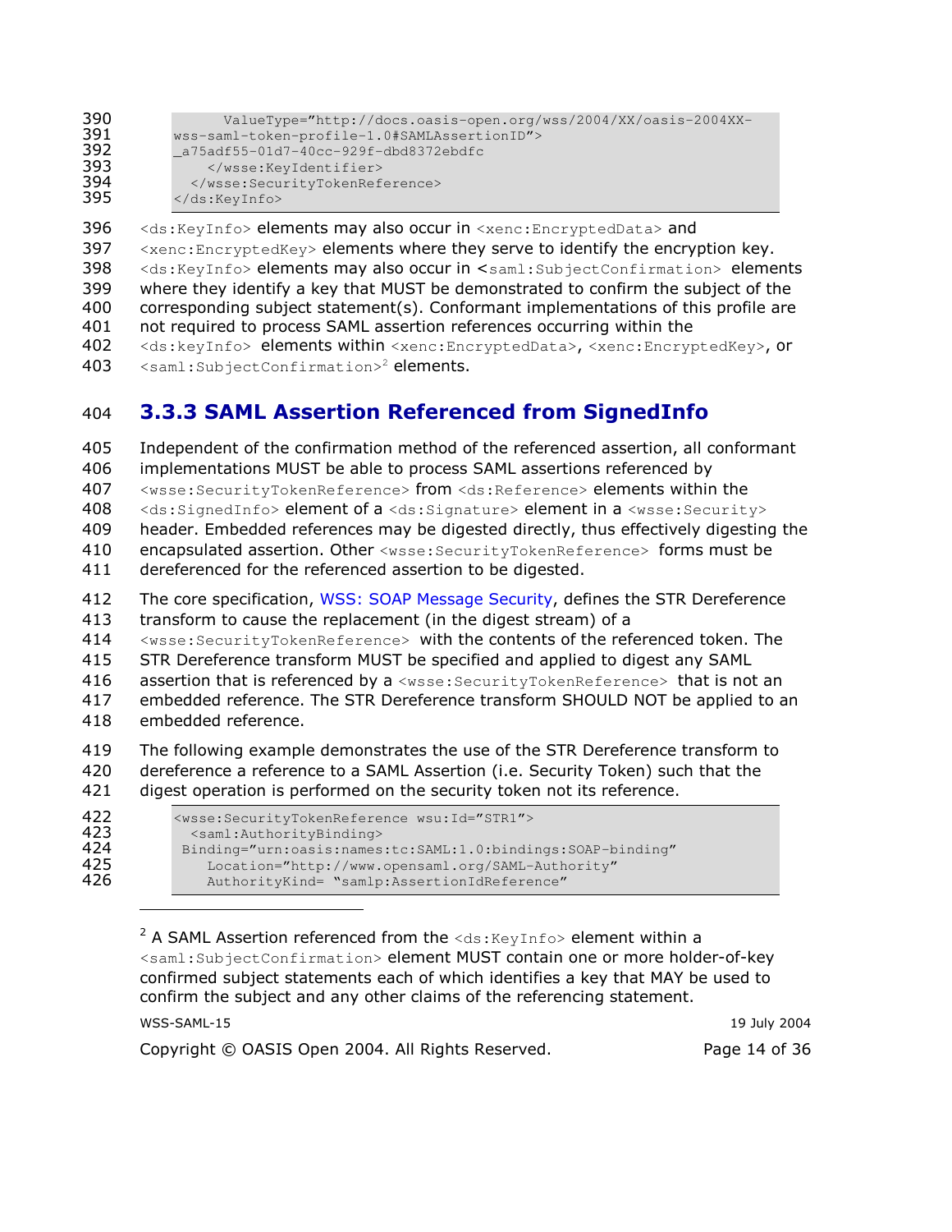```
        ValueType="http://docs.oasis-open.org/wss/2004/XX/oasis-2004XX-
wss-saml-token-profile-1.0#SAMLAssertionID">
_a75adf55-01d7-40cc-929f-dbd8372ebdfc
    </wsse:KeyIdentifier>
  </wsse:SecurityTokenReference>
</ds:KeyInfo>
```

`<ds:KeyInfo>` elements may also occur in `<xenc:EncryptedData>` and `<xenc:EncryptedKey>` elements where they serve to identify the encryption key. `<ds:KeyInfo>` elements may also occur in `<saml:SubjectConfirmation>` elements where they identify a key that MUST be demonstrated to confirm the subject of the corresponding subject statement(s). Conformant implementations of this profile are not required to process SAML assertion references occurring within the `<ds:keyInfo>` elements within `<xenc:EncryptedData>`, `<xenc:EncryptedKey>`, or `<saml:SubjectConfirmation>`[2] elements.

### 3.3.3 SAML Assertion Referenced from SignedInfo

Independent of the confirmation method of the referenced assertion, all conformant implementations MUST be able to process SAML assertions referenced by `<wsse:SecurityTokenReference>` from `<ds:Reference>` elements within the `<ds:SignedInfo>` element of a `<ds:Signature>` element in a `<wsse:Security>` header. Embedded references may be digested directly, thus effectively digesting the encapsulated assertion. Other `<wsse:SecurityTokenReference>` forms must be dereferenced for the referenced assertion to be digested.

The core specification, WSS: SOAP Message Security, defines the STR Dereference transform to cause the replacement (in the digest stream) of a `<wsse:SecurityTokenReference>` with the contents of the referenced token. The STR Dereference transform MUST be specified and applied to digest any SAML assertion that is referenced by a `<wsse:SecurityTokenReference>` that is not an embedded reference. The STR Dereference transform SHOULD NOT be applied to an embedded reference.

The following example demonstrates the use of the STR Dereference transform to dereference a reference to a SAML Assertion (i.e. Security Token) such that the digest operation is performed on the security token not its reference.

```
<wsse:SecurityTokenReference wsu:Id="STR1">
  <saml:AuthorityBinding>
 Binding="urn:oasis:names:tc:SAML:1.0:bindings:SOAP-binding"
    Location="http://www.opensaml.org/SAML-Authority"
    AuthorityKind= "samlp:AssertionIdReference"
```

---

[2] A SAML Assertion referenced from the `<ds:KeyInfo>` element within a `<saml:SubjectConfirmation>` element MUST contain one or more holder-of-key confirmed subject statements each of which identifies a key that MAY be used to confirm the subject and any other claims of the referencing statement.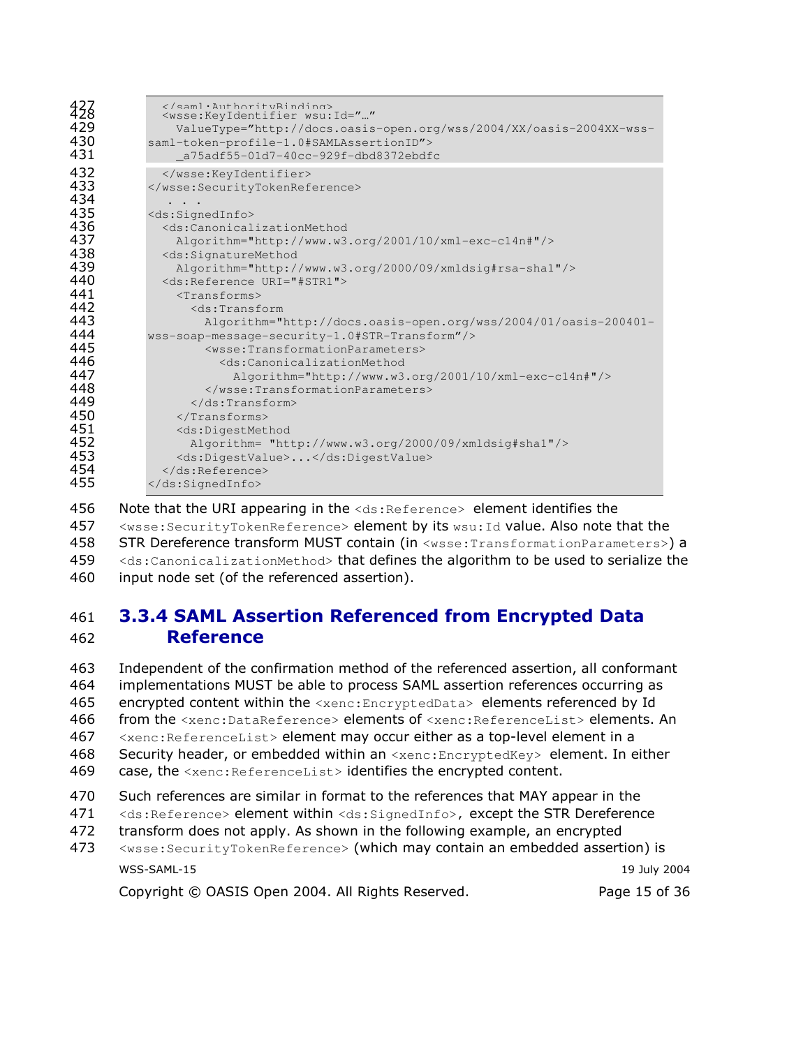```
    </saml:AuthorityBinding>
    <wsse:KeyIdentifier wsu:Id="…"
      ValueType="http://docs.oasis-open.org/wss/2004/XX/oasis-2004XX-wss-
saml-token-profile-1.0#SAMLAssertionID">
      _a75adf55-01d7-40cc-929f-dbd8372ebdfc
```

```
    </wsse:KeyIdentifier>
</wsse:SecurityTokenReference>
   . . .
<ds:SignedInfo>
  <ds:CanonicalizationMethod
    Algorithm="http://www.w3.org/2001/10/xml-exc-c14n#"/>
  <ds:SignatureMethod
    Algorithm="http://www.w3.org/2000/09/xmldsig#rsa-sha1"/>
  <ds:Reference URI="#STR1">
    <Transforms>
      <ds:Transform
        Algorithm="http://docs.oasis-open.org/wss/2004/01/oasis-200401-
wss-soap-message-security-1.0#STR-Transform"/>
        <wsse:TransformationParameters>
          <ds:CanonicalizationMethod
            Algorithm="http://www.w3.org/2001/10/xml-exc-c14n#"/>
        </wsse:TransformationParameters>
      </ds:Transform>
    </Transforms>
    <ds:DigestMethod
      Algorithm= "http://www.w3.org/2000/09/xmldsig#sha1"/>
    <ds:DigestValue>...</ds:DigestValue>
  </ds:Reference>
</ds:SignedInfo>
```

Note that the URI appearing in the `<ds:Reference>` element identifies the `<wsse:SecurityTokenReference>` element by its `wsu:Id` value. Also note that the STR Dereference transform MUST contain (in `<wsse:TransformationParameters>`) a `<ds:CanonicalizationMethod>` that defines the algorithm to be used to serialize the input node set (of the referenced assertion).

### 3.3.4 SAML Assertion Referenced from Encrypted Data Reference

Independent of the confirmation method of the referenced assertion, all conformant implementations MUST be able to process SAML assertion references occurring as encrypted content within the `<xenc:EncryptedData>` elements referenced by Id from the `<xenc:DataReference>` elements of `<xenc:ReferenceList>` elements. An `<xenc:ReferenceList>` element may occur either as a top-level element in a Security header, or embedded within an `<xenc:EncryptedKey>` element. In either case, the `<xenc:ReferenceList>` identifies the encrypted content.

Such references are similar in format to the references that MAY appear in the `<ds:Reference>` element within `<ds:SignedInfo>`, except the STR Dereference transform does not apply. As shown in the following example, an encrypted `<wsse:SecurityTokenReference>` (which may contain an embedded assertion) is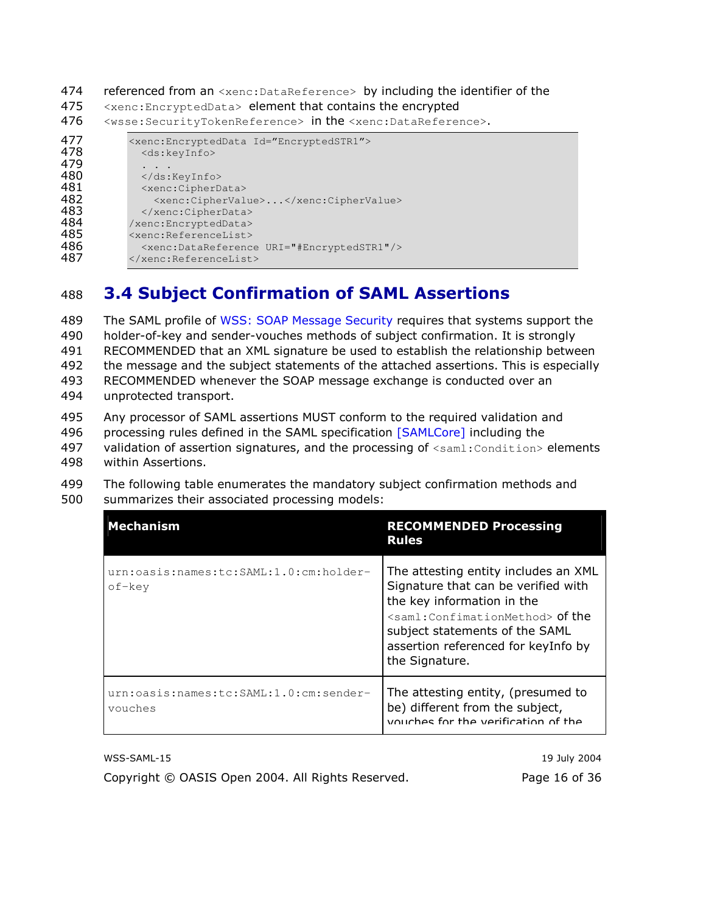referenced from an `<xenc:DataReference>` by including the identifier of the `<xenc:EncryptedData>` element that contains the encrypted `<wsse:SecurityTokenReference>` in the `<xenc:DataReference>`.

```
<xenc:EncryptedData Id="EncryptedSTR1">
  <ds:keyInfo>
  . . .
  </ds:KeyInfo>
  <xenc:CipherData>
    <xenc:CipherValue>...</xenc:CipherValue>
  </xenc:CipherData>
/xenc:EncryptedData>
<xenc:ReferenceList>
  <xenc:DataReference URI="#EncryptedSTR1"/>
</xenc:ReferenceList>
```

## 3.4 Subject Confirmation of SAML Assertions

The SAML profile of WSS: SOAP Message Security requires that systems support the holder-of-key and sender-vouches methods of subject confirmation. It is strongly RECOMMENDED that an XML signature be used to establish the relationship between the message and the subject statements of the attached assertions. This is especially RECOMMENDED whenever the SOAP message exchange is conducted over an unprotected transport.

Any processor of SAML assertions MUST conform to the required validation and processing rules defined in the SAML specification [SAMLCore] including the validation of assertion signatures, and the processing of `<saml:Condition>` elements within Assertions.

The following table enumerates the mandatory subject confirmation methods and summarizes their associated processing models:

| Mechanism | RECOMMENDED Processing Rules |
|---|---|
| urn:oasis:names:tc:SAML:1.0:cm:holder-of-key | The attesting entity includes an XML Signature that can be verified with the key information in the `<saml:ConfimationMethod>` of the subject statements of the SAML assertion referenced for keyInfo by the Signature. |
| urn:oasis:names:tc:SAML:1.0:cm:sender-vouches | The attesting entity, (presumed to be) different from the subject, vouches for the verification of the |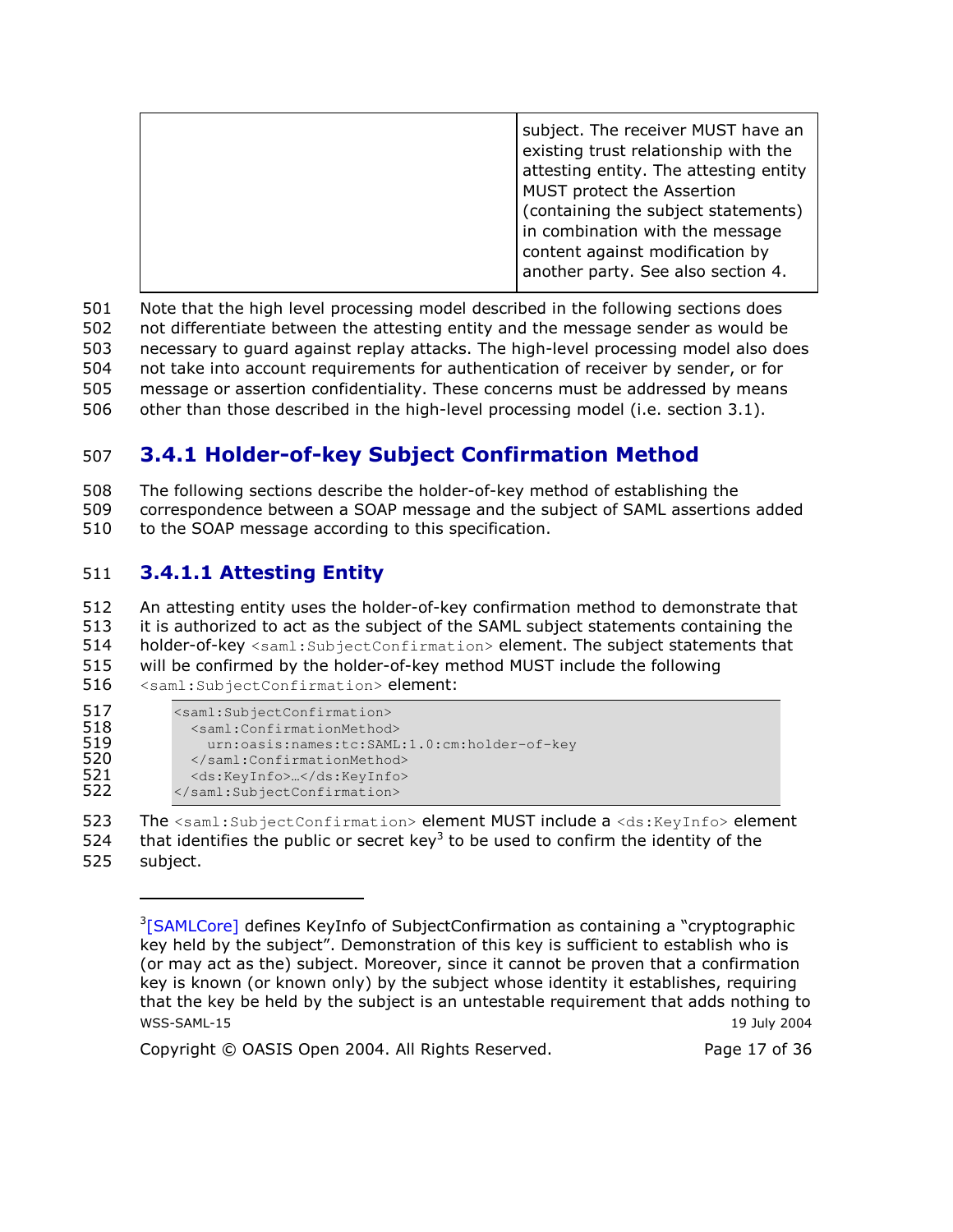| | subject. The receiver MUST have an existing trust relationship with the attesting entity. The attesting entity MUST protect the Assertion (containing the subject statements) in combination with the message content against modification by another party. See also section 4. |
|---|---|

Note that the high level processing model described in the following sections does not differentiate between the attesting entity and the message sender as would be necessary to guard against replay attacks. The high-level processing model also does not take into account requirements for authentication of receiver by sender, or for message or assertion confidentiality. These concerns must be addressed by means other than those described in the high-level processing model (i.e. section 3.1).

### 3.4.1 Holder-of-key Subject Confirmation Method

The following sections describe the holder-of-key method of establishing the correspondence between a SOAP message and the subject of SAML assertions added to the SOAP message according to this specification.

#### 3.4.1.1 Attesting Entity

An attesting entity uses the holder-of-key confirmation method to demonstrate that it is authorized to act as the subject of the SAML subject statements containing the holder-of-key `<saml:SubjectConfirmation>` element. The subject statements that will be confirmed by the holder-of-key method MUST include the following `<saml:SubjectConfirmation>` element:

```
<saml:SubjectConfirmation>
  <saml:ConfirmationMethod>
    urn:oasis:names:tc:SAML:1.0:cm:holder-of-key
  </saml:ConfirmationMethod>
  <ds:KeyInfo>…</ds:KeyInfo>
</saml:SubjectConfirmation>
```

The `<saml:SubjectConfirmation>` element MUST include a `<ds:KeyInfo>` element that identifies the public or secret key[3] to be used to confirm the identity of the subject.

---

[3] [SAMLCore] defines KeyInfo of SubjectConfirmation as containing a "cryptographic key held by the subject". Demonstration of this key is sufficient to establish who is (or may act as the) subject. Moreover, since it cannot be proven that a confirmation key is known (or known only) by the subject whose identity it establishes, requiring that the key be held by the subject is an untestable requirement that adds nothing to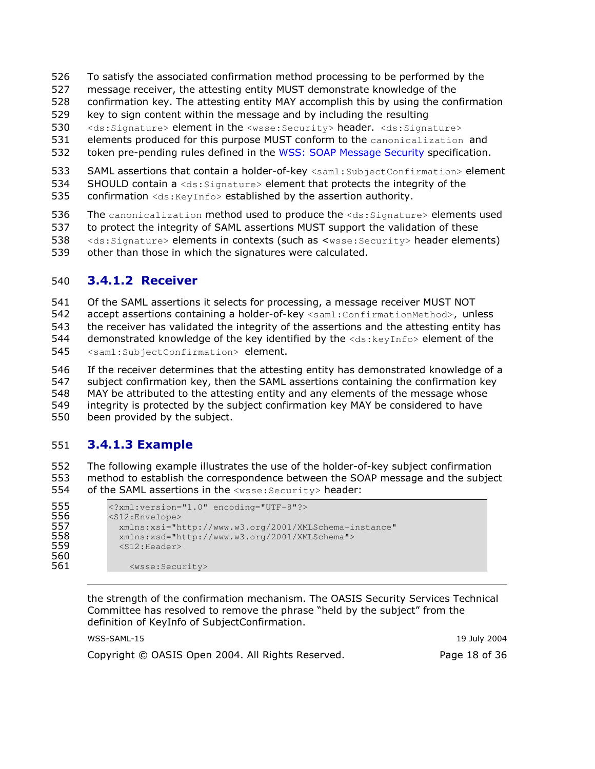To satisfy the associated confirmation method processing to be performed by the message receiver, the attesting entity MUST demonstrate knowledge of the confirmation key. The attesting entity MAY accomplish this by using the confirmation key to sign content within the message and by including the resulting `<ds:Signature>` element in the `<wsse:Security>` header. `<ds:Signature>` elements produced for this purpose MUST conform to the `canonicalization` and token pre-pending rules defined in the WSS: SOAP Message Security specification.

SAML assertions that contain a holder-of-key `<saml:SubjectConfirmation>` element SHOULD contain a `<ds:Signature>` element that protects the integrity of the confirmation `<ds:KeyInfo>` established by the assertion authority.

The `canonicalization` method used to produce the `<ds:Signature>` elements used to protect the integrity of SAML assertions MUST support the validation of these `<ds:Signature>` elements in contexts (such as `<wsse:Security>` header elements) other than those in which the signatures were calculated.

#### 3.4.1.2 Receiver

Of the SAML assertions it selects for processing, a message receiver MUST NOT accept assertions containing a holder-of-key `<saml:ConfirmationMethod>`, unless the receiver has validated the integrity of the assertions and the attesting entity has demonstrated knowledge of the key identified by the `<ds:keyInfo>` element of the `<saml:SubjectConfirmation>` element.

If the receiver determines that the attesting entity has demonstrated knowledge of a subject confirmation key, then the SAML assertions containing the confirmation key MAY be attributed to the attesting entity and any elements of the message whose integrity is protected by the subject confirmation key MAY be considered to have been provided by the subject.

#### 3.4.1.3 Example

The following example illustrates the use of the holder-of-key subject confirmation method to establish the correspondence between the SOAP message and the subject of the SAML assertions in the `<wsse:Security>` header:

```
<?xml:version="1.0" encoding="UTF-8"?>
<S12:Envelope>
  xmlns:xsi="http://www.w3.org/2001/XMLSchema-instance"
  xmlns:xsd="http://www.w3.org/2001/XMLSchema">
  <S12:Header>

    <wsse:Security>
```

---

the strength of the confirmation mechanism. The OASIS Security Services Technical Committee has resolved to remove the phrase "held by the subject" from the definition of KeyInfo of SubjectConfirmation.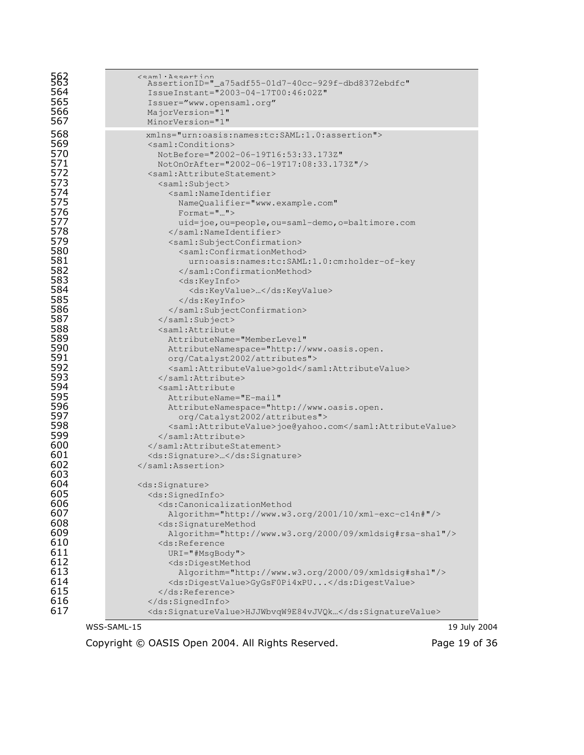```
<saml:Assertion
  AssertionID="_a75adf55-01d7-40cc-929f-dbd8372ebdfc"
  IssueInstant="2003-04-17T00:46:02Z"
  Issuer="www.opensaml.org"
  MajorVersion="1"
  MinorVersion="1"
  xmlns="urn:oasis:names:tc:SAML:1.0:assertion">
  <saml:Conditions>
    NotBefore="2002-06-19T16:53:33.173Z"
    NotOnOrAfter="2002-06-19T17:08:33.173Z"/>
  <saml:AttributeStatement>
    <saml:Subject>
      <saml:NameIdentifier
        NameQualifier="www.example.com"
        Format="…">
        uid=joe,ou=people,ou=saml-demo,o=baltimore.com
      </saml:NameIdentifier>
      <saml:SubjectConfirmation>
        <saml:ConfirmationMethod>
          urn:oasis:names:tc:SAML:1.0:cm:holder-of-key
        </saml:ConfirmationMethod>
        <ds:KeyInfo>
          <ds:KeyValue>…</ds:KeyValue>
        </ds:KeyInfo>
      </saml:SubjectConfirmation>
    </saml:Subject>
    <saml:Attribute
      AttributeName="MemberLevel"
      AttributeNamespace="http://www.oasis.open.
      org/Catalyst2002/attributes">
      <saml:AttributeValue>gold</saml:AttributeValue>
    </saml:Attribute>
    <saml:Attribute
      AttributeName="E-mail"
      AttributeNamespace="http://www.oasis.open.
        org/Catalyst2002/attributes">
      <saml:AttributeValue>joe@yahoo.com</saml:AttributeValue>
    </saml:Attribute>
  </saml:AttributeStatement>
  <ds:Signature>…</ds:Signature>
</saml:Assertion>

<ds:Signature>
  <ds:SignedInfo>
    <ds:CanonicalizationMethod
      Algorithm="http://www.w3.org/2001/10/xml-exc-c14n#"/>
    <ds:SignatureMethod
      Algorithm="http://www.w3.org/2000/09/xmldsig#rsa-sha1"/>
    <ds:Reference
      URI="#MsgBody">
      <ds:DigestMethod
        Algorithm="http://www.w3.org/2000/09/xmldsig#sha1"/>
      <ds:DigestValue>GyGsF0Pi4xPU...</ds:DigestValue>
    </ds:Reference>
  </ds:SignedInfo>
  <ds:SignatureValue>HJJWbvqW9E84vJVQk…</ds:SignatureValue>
```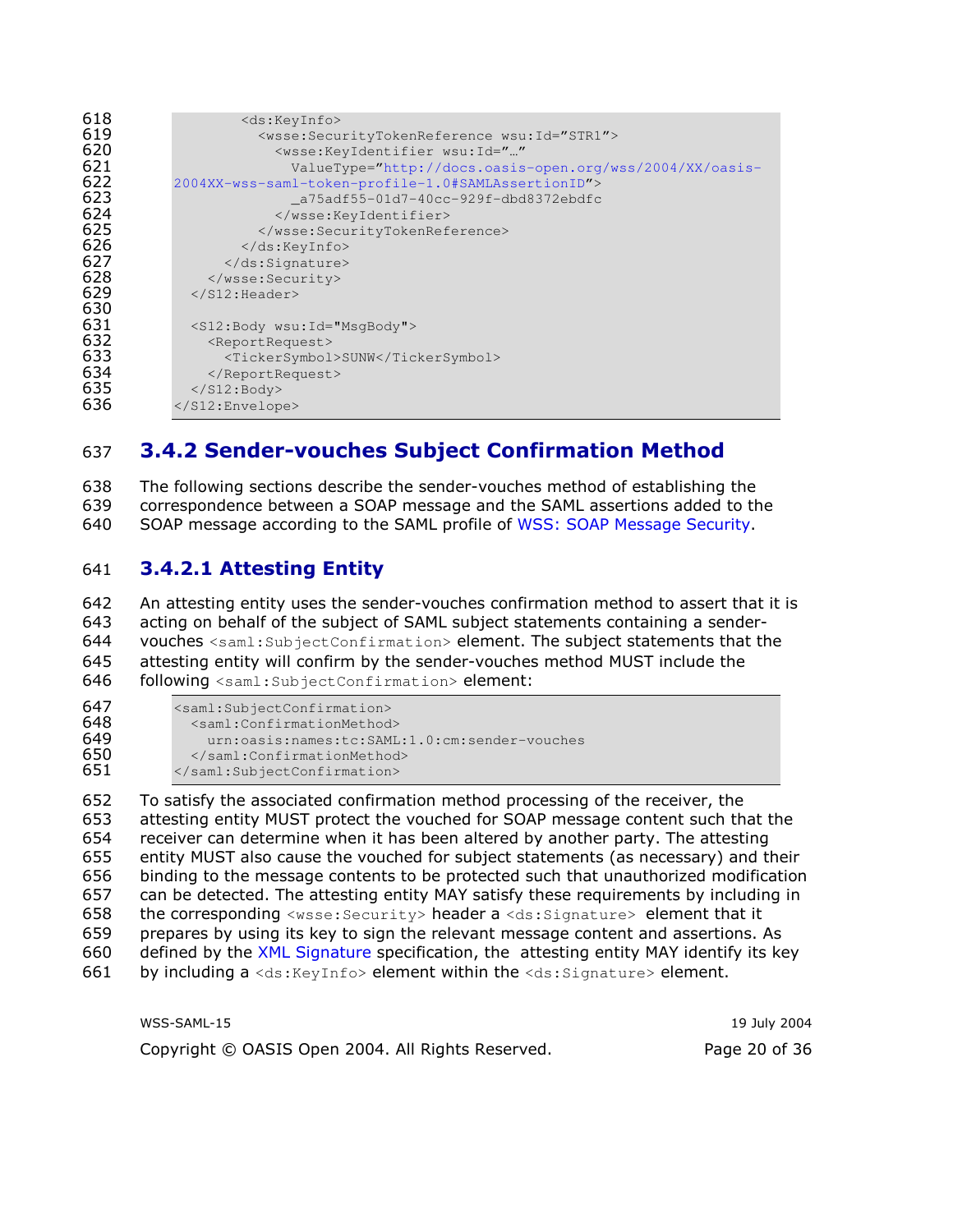```
        <ds:KeyInfo>
          <wsse:SecurityTokenReference wsu:Id="STR1">
            <wsse:KeyIdentifier wsu:Id="…"
              ValueType="http://docs.oasis-open.org/wss/2004/XX/oasis-
2004XX-wss-saml-token-profile-1.0#SAMLAssertionID">
              _a75adf55-01d7-40cc-929f-dbd8372ebdfc
            </wsse:KeyIdentifier>
          </wsse:SecurityTokenReference>
        </ds:KeyInfo>
      </ds:Signature>
    </wsse:Security>
  </S12:Header>

  <S12:Body wsu:Id="MsgBody">
    <ReportRequest>
      <TickerSymbol>SUNW</TickerSymbol>
    </ReportRequest>
  </S12:Body>
</S12:Envelope>
```

### 3.4.2 Sender-vouches Subject Confirmation Method

The following sections describe the sender-vouches method of establishing the correspondence between a SOAP message and the SAML assertions added to the SOAP message according to the SAML profile of WSS: SOAP Message Security.

#### 3.4.2.1 Attesting Entity

An attesting entity uses the sender-vouches confirmation method to assert that it is acting on behalf of the subject of SAML subject statements containing a sender-vouches `<saml:SubjectConfirmation>` element. The subject statements that the attesting entity will confirm by the sender-vouches method MUST include the following `<saml:SubjectConfirmation>` element:

```
<saml:SubjectConfirmation>
  <saml:ConfirmationMethod>
    urn:oasis:names:tc:SAML:1.0:cm:sender-vouches
  </saml:ConfirmationMethod>
</saml:SubjectConfirmation>
```

To satisfy the associated confirmation method processing of the receiver, the attesting entity MUST protect the vouched for SOAP message content such that the receiver can determine when it has been altered by another party. The attesting entity MUST also cause the vouched for subject statements (as necessary) and their binding to the message contents to be protected such that unauthorized modification can be detected. The attesting entity MAY satisfy these requirements by including in the corresponding `<wsse:Security>` header a `<ds:Signature>` element that it prepares by using its key to sign the relevant message content and assertions. As defined by the XML Signature specification, the attesting entity MAY identify its key by including a `<ds:KeyInfo>` element within the `<ds:Signature>` element.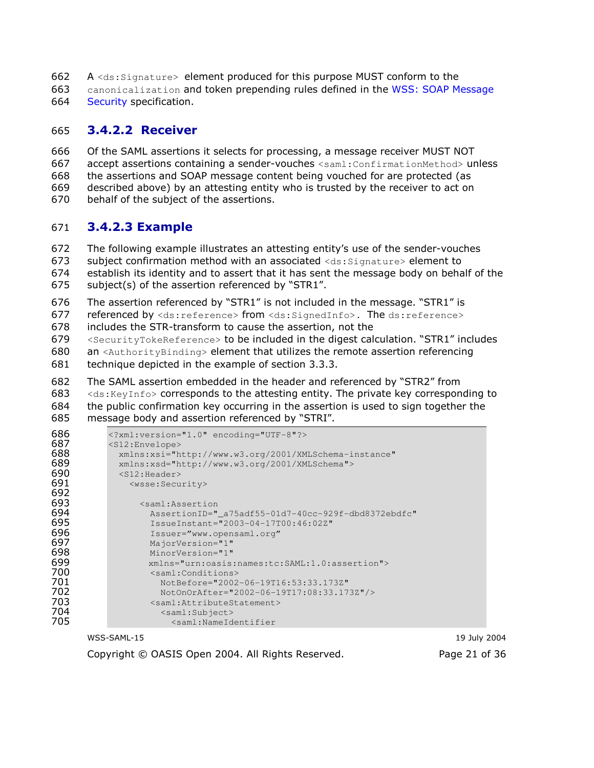A `<ds:Signature>` element produced for this purpose MUST conform to the `canonicalization` and token prepending rules defined in the WSS: SOAP Message Security specification.

### 3.4.2.2 Receiver

Of the SAML assertions it selects for processing, a message receiver MUST NOT accept assertions containing a sender-vouches `<saml:ConfirmationMethod>` unless the assertions and SOAP message content being vouched for are protected (as described above) by an attesting entity who is trusted by the receiver to act on behalf of the subject of the assertions.

### 3.4.2.3 Example

The following example illustrates an attesting entity's use of the sender-vouches subject confirmation method with an associated `<ds:Signature>` element to establish its identity and to assert that it has sent the message body on behalf of the subject(s) of the assertion referenced by "STR1".

The assertion referenced by "STR1" is not included in the message. "STR1" is referenced by `<ds:reference>` from `<ds:SignedInfo>`. The `ds:reference>` includes the STR-transform to cause the assertion, not the `<SecurityTokeReference>` to be included in the digest calculation. "STR1" includes an `<AuthorityBinding>` element that utilizes the remote assertion referencing technique depicted in the example of section 3.3.3.

The SAML assertion embedded in the header and referenced by "STR2" from `<ds:KeyInfo>` corresponds to the attesting entity. The private key corresponding to the public confirmation key occurring in the assertion is used to sign together the message body and assertion referenced by "STRI".

```
<?xml:version="1.0" encoding="UTF-8"?>
<S12:Envelope>
  xmlns:xsi="http://www.w3.org/2001/XMLSchema-instance"
  xmlns:xsd="http://www.w3.org/2001/XMLSchema">
  <S12:Header>
    <wsse:Security>

      <saml:Assertion
        AssertionID="_a75adf55-01d7-40cc-929f-dbd8372ebdfc"
        IssueInstant="2003-04-17T00:46:02Z"
        Issuer="www.opensaml.org"
        MajorVersion="1"
        MinorVersion="1"
        xmlns="urn:oasis:names:tc:SAML:1.0:assertion">
        <saml:Conditions>
          NotBefore="2002-06-19T16:53:33.173Z"
          NotOnOrAfter="2002-06-19T17:08:33.173Z"/>
        <saml:AttributeStatement>
          <saml:Subject>
            <saml:NameIdentifier
```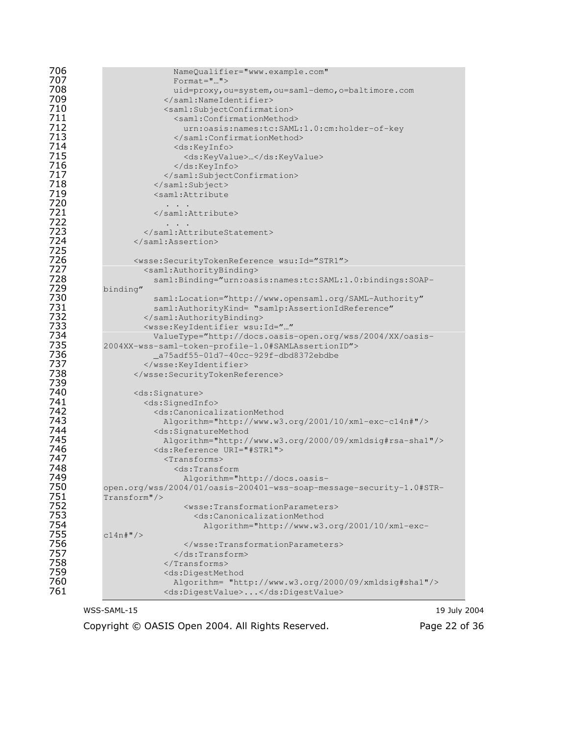```
                NameQualifier="www.example.com"
                Format="…">
                uid=proxy,ou=system,ou=saml-demo,o=baltimore.com
              </saml:NameIdentifier>
              <saml:SubjectConfirmation>
                <saml:ConfirmationMethod>
                  urn:oasis:names:tc:SAML:1.0:cm:holder-of-key
                </saml:ConfirmationMethod>
                <ds:KeyInfo>
                  <ds:KeyValue>…</ds:KeyValue>
                </ds:KeyInfo>
              </saml:SubjectConfirmation>
            </saml:Subject>
            <saml:Attribute
              . . .
            </saml:Attribute>
              . . .
          </saml:AttributeStatement>
        </saml:Assertion>

        <wsse:SecurityTokenReference wsu:Id="STR1">
          <saml:AuthorityBinding>
            saml:Binding="urn:oasis:names:tc:SAML:1.0:bindings:SOAP-
binding"
            saml:Location="http://www.opensaml.org/SAML-Authority"
            saml:AuthorityKind= "samlp:AssertionIdReference"
          </saml:AuthorityBinding>
          <wsse:KeyIdentifier wsu:Id="…"
            ValueType="http://docs.oasis-open.org/wss/2004/XX/oasis-
2004XX-wss-saml-token-profile-1.0#SAMLAssertionID">
            _a75adf55-01d7-40cc-929f-dbd8372ebdbe
          </wsse:KeyIdentifier>
        </wsse:SecurityTokenReference>

        <ds:Signature>
          <ds:SignedInfo>
            <ds:CanonicalizationMethod
              Algorithm="http://www.w3.org/2001/10/xml-exc-c14n#"/>
            <ds:SignatureMethod
              Algorithm="http://www.w3.org/2000/09/xmldsig#rsa-sha1"/>
            <ds:Reference URI="#STR1">
              <Transforms>
                <ds:Transform
                  Algorithm="http://docs.oasis-
open.org/wss/2004/01/oasis-200401-wss-soap-message-security-1.0#STR-
Transform"/>
                  <wsse:TransformationParameters>
                    <ds:CanonicalizationMethod
                      Algorithm="http://www.w3.org/2001/10/xml-exc-
c14n#"/>
                  </wsse:TransformationParameters>
                </ds:Transform>
              </Transforms>
              <ds:DigestMethod
                Algorithm= "http://www.w3.org/2000/09/xmldsig#sha1"/>
              <ds:DigestValue>...</ds:DigestValue>
```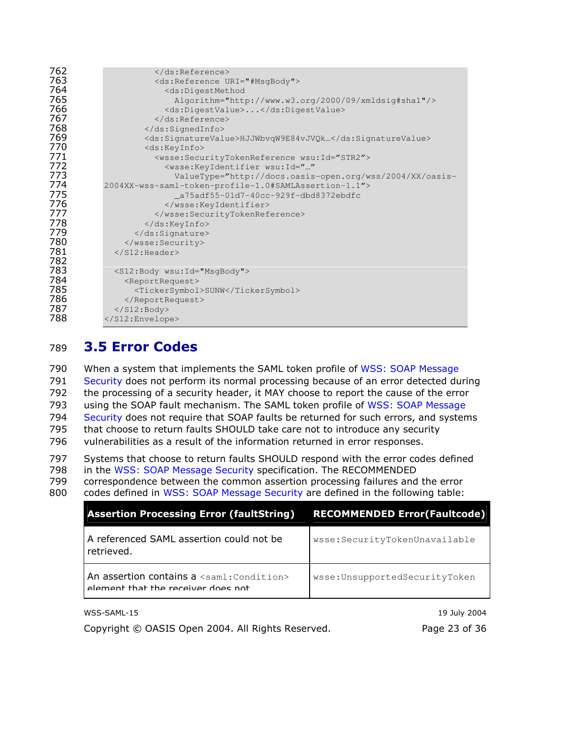```
          </ds:Reference>
          <ds:Reference URI="#MsgBody">
            <ds:DigestMethod
              Algorithm="http://www.w3.org/2000/09/xmldsig#sha1"/>
            <ds:DigestValue>...</ds:DigestValue>
          </ds:Reference>
        </ds:SignedInfo>
        <ds:SignatureValue>HJJWbvqW9E84vJVQk…</ds:SignatureValue>
        <ds:KeyInfo>
          <wsse:SecurityTokenReference wsu:Id="STR2">
            <wsse:KeyIdentifier wsu:Id="…"
              ValueType="http://docs.oasis-open.org/wss/2004/XX/oasis-
2004XX-wss-saml-token-profile-1.0#SAMLAssertion-1.1">
              _a75adf55-01d7-40cc-929f-dbd8372ebdfc
            </wsse:KeyIdentifier>
          </wsse:SecurityTokenReference>
        </ds:KeyInfo>
      </ds:Signature>
    </wsse:Security>
  </S12:Header>

  <S12:Body wsu:Id="MsgBody">
    <ReportRequest>
      <TickerSymbol>SUNW</TickerSymbol>
    </ReportRequest>
  </S12:Body>
</S12:Envelope>
```

## 3.5 Error Codes

When a system that implements the SAML token profile of WSS: SOAP Message Security does not perform its normal processing because of an error detected during the processing of a security header, it MAY choose to report the cause of the error using the SOAP fault mechanism. The SAML token profile of WSS: SOAP Message Security does not require that SOAP faults be returned for such errors, and systems that choose to return faults SHOULD take care not to introduce any security vulnerabilities as a result of the information returned in error responses.

Systems that choose to return faults SHOULD respond with the error codes defined in the WSS: SOAP Message Security specification. The RECOMMENDED correspondence between the common assertion processing failures and the error codes defined in WSS: SOAP Message Security are defined in the following table:

| Assertion Processing Error (faultString) | RECOMMENDED Error(Faultcode) |
| --- | --- |
| A referenced SAML assertion could not be retrieved. | wsse:SecurityTokenUnavailable |
| An assertion contains a `<saml:Condition>` element that the receiver does not | wsse:UnsupportedSecurityToken |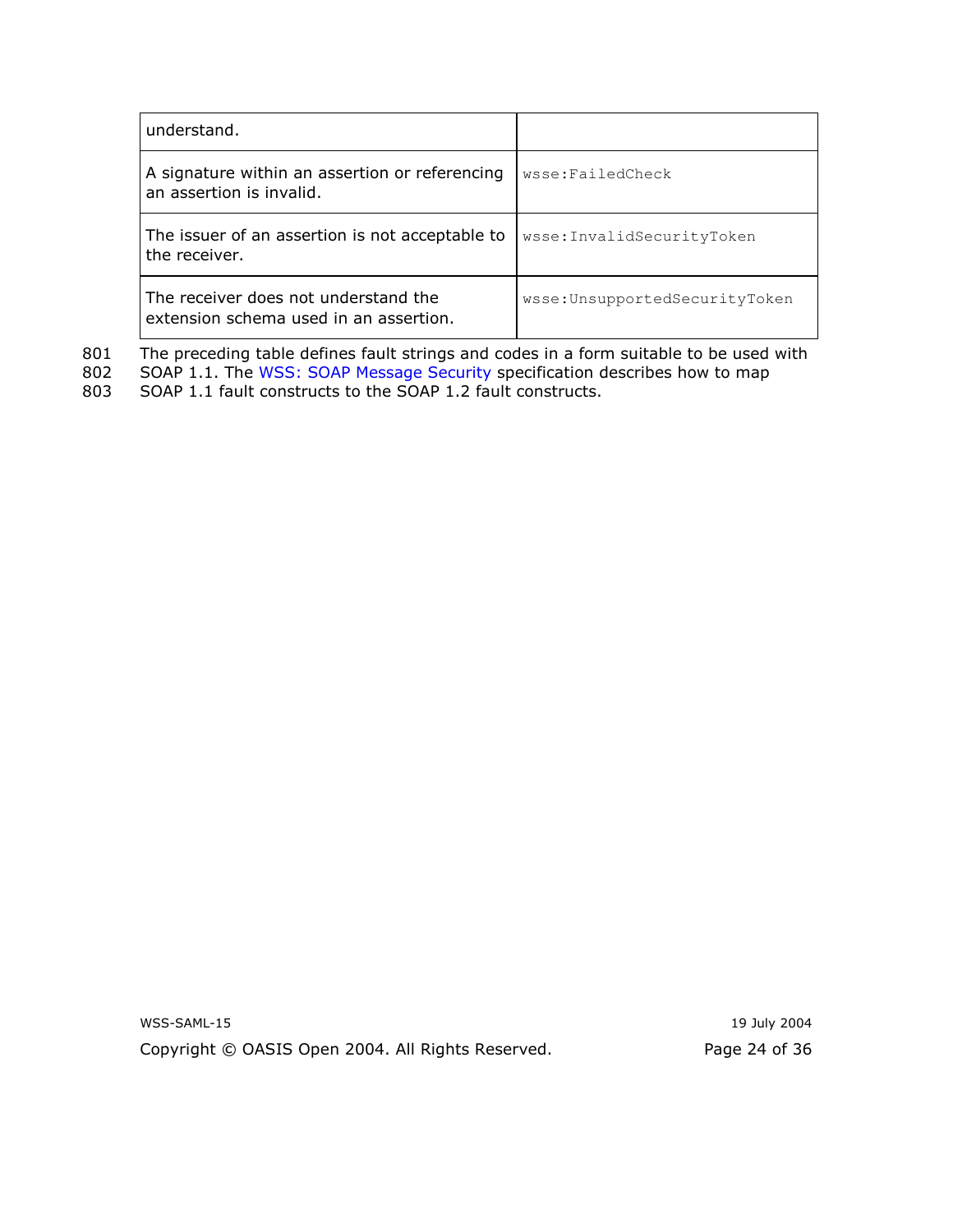| | |
|---|---|
| understand. | |
| A signature within an assertion or referencing an assertion is invalid. | `wsse:FailedCheck` |
| The issuer of an assertion is not acceptable to the receiver. | `wsse:InvalidSecurityToken` |
| The receiver does not understand the extension schema used in an assertion. | `wsse:UnsupportedSecurityToken` |

801 The preceding table defines fault strings and codes in a form suitable to be used with
802 SOAP 1.1. The WSS: SOAP Message Security specification describes how to map
803 SOAP 1.1 fault constructs to the SOAP 1.2 fault constructs.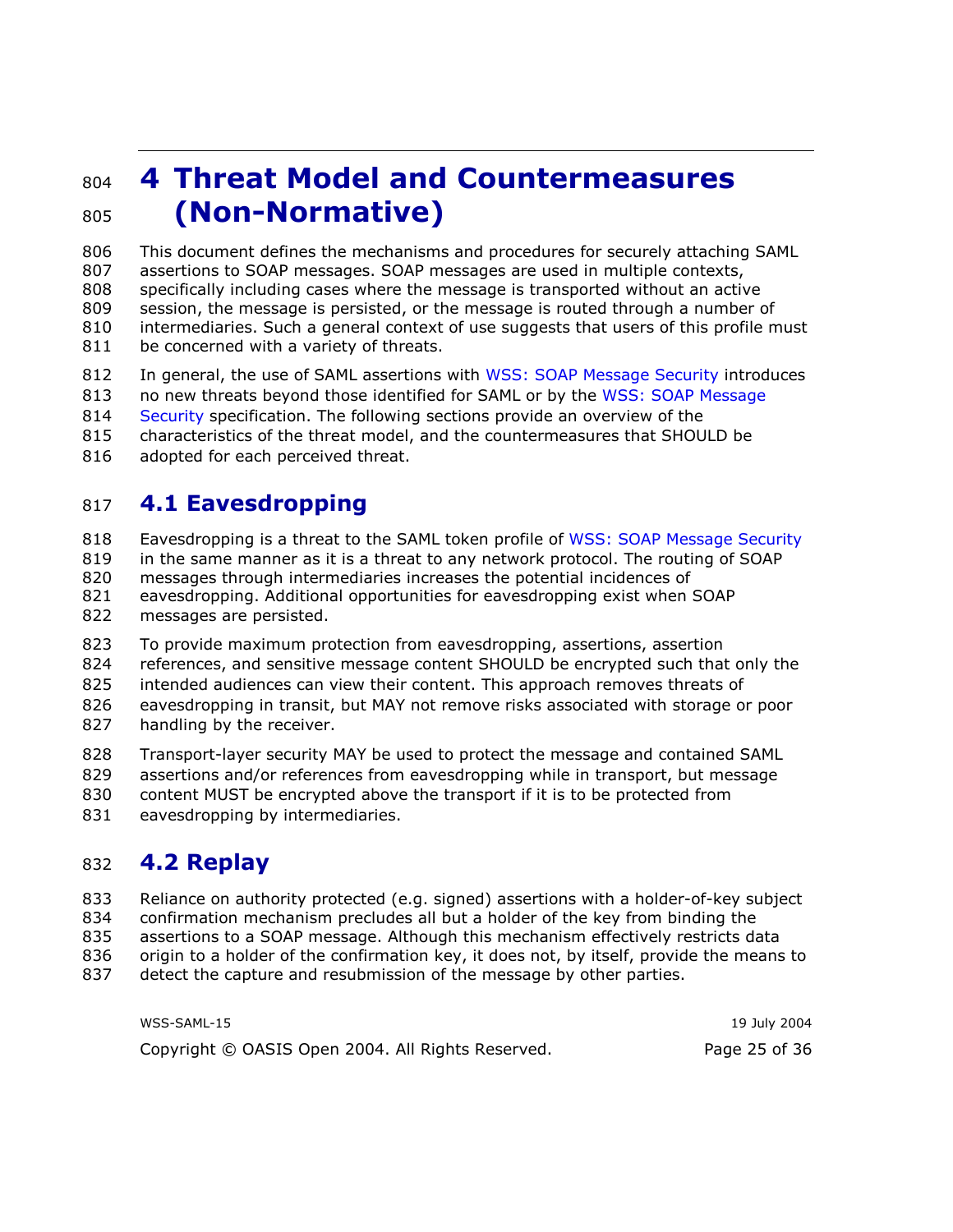# 4 Threat Model and Countermeasures (Non-Normative)

This document defines the mechanisms and procedures for securely attaching SAML assertions to SOAP messages. SOAP messages are used in multiple contexts, specifically including cases where the message is transported without an active session, the message is persisted, or the message is routed through a number of intermediaries. Such a general context of use suggests that users of this profile must be concerned with a variety of threats.

In general, the use of SAML assertions with WSS: SOAP Message Security introduces no new threats beyond those identified for SAML or by the WSS: SOAP Message Security specification. The following sections provide an overview of the characteristics of the threat model, and the countermeasures that SHOULD be adopted for each perceived threat.

## 4.1 Eavesdropping

Eavesdropping is a threat to the SAML token profile of WSS: SOAP Message Security in the same manner as it is a threat to any network protocol. The routing of SOAP messages through intermediaries increases the potential incidences of eavesdropping. Additional opportunities for eavesdropping exist when SOAP messages are persisted.

To provide maximum protection from eavesdropping, assertions, assertion references, and sensitive message content SHOULD be encrypted such that only the intended audiences can view their content. This approach removes threats of eavesdropping in transit, but MAY not remove risks associated with storage or poor handling by the receiver.

Transport-layer security MAY be used to protect the message and contained SAML assertions and/or references from eavesdropping while in transport, but message content MUST be encrypted above the transport if it is to be protected from eavesdropping by intermediaries.

## 4.2 Replay

Reliance on authority protected (e.g. signed) assertions with a holder-of-key subject confirmation mechanism precludes all but a holder of the key from binding the assertions to a SOAP message. Although this mechanism effectively restricts data origin to a holder of the confirmation key, it does not, by itself, provide the means to detect the capture and resubmission of the message by other parties.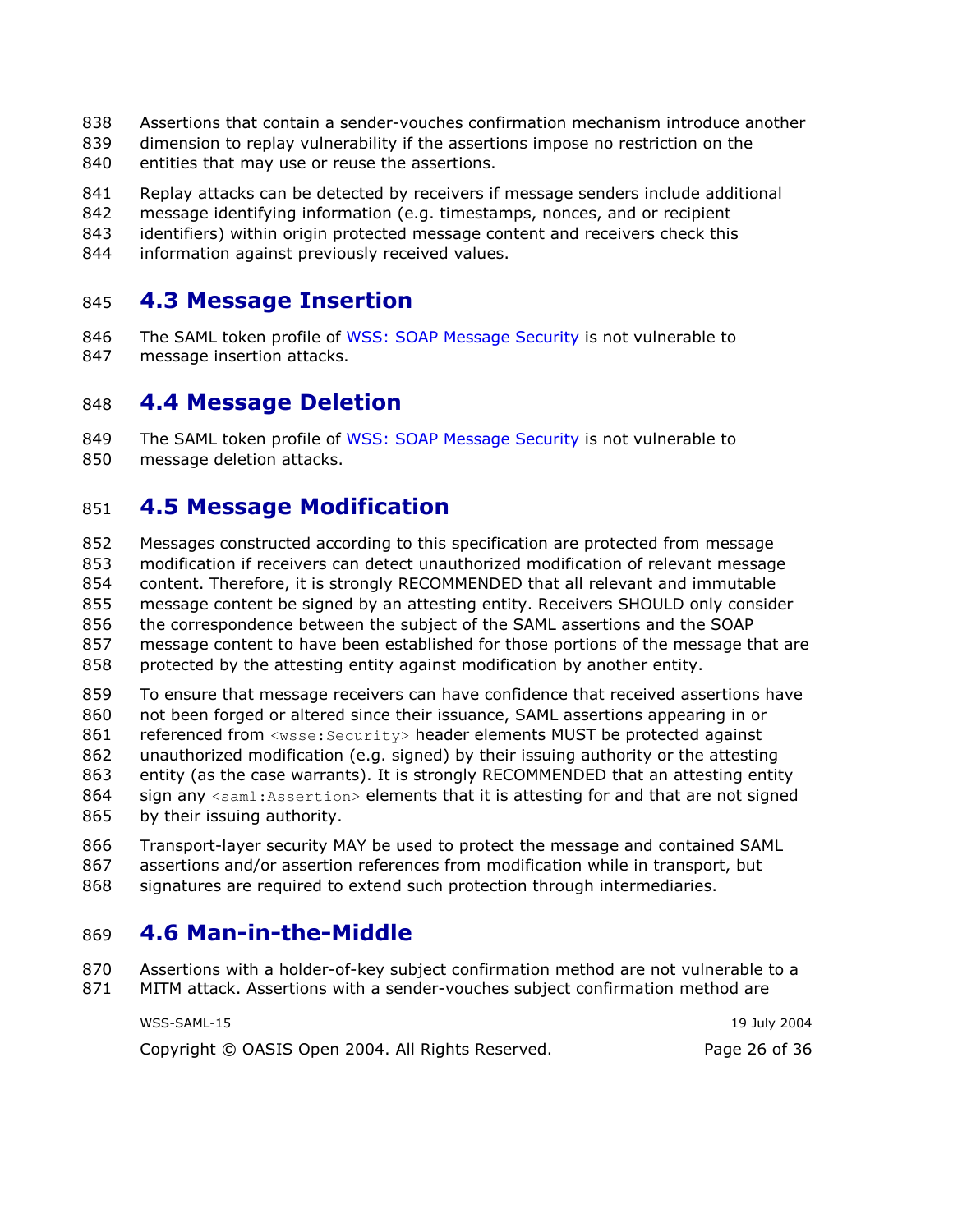Assertions that contain a sender-vouches confirmation mechanism introduce another dimension to replay vulnerability if the assertions impose no restriction on the entities that may use or reuse the assertions.

Replay attacks can be detected by receivers if message senders include additional message identifying information (e.g. timestamps, nonces, and or recipient identifiers) within origin protected message content and receivers check this information against previously received values.

## 4.3 Message Insertion

The SAML token profile of WSS: SOAP Message Security is not vulnerable to message insertion attacks.

## 4.4 Message Deletion

The SAML token profile of WSS: SOAP Message Security is not vulnerable to message deletion attacks.

## 4.5 Message Modification

Messages constructed according to this specification are protected from message modification if receivers can detect unauthorized modification of relevant message content. Therefore, it is strongly RECOMMENDED that all relevant and immutable message content be signed by an attesting entity. Receivers SHOULD only consider the correspondence between the subject of the SAML assertions and the SOAP message content to have been established for those portions of the message that are protected by the attesting entity against modification by another entity.

To ensure that message receivers can have confidence that received assertions have not been forged or altered since their issuance, SAML assertions appearing in or referenced from `<wsse:Security>` header elements MUST be protected against unauthorized modification (e.g. signed) by their issuing authority or the attesting entity (as the case warrants). It is strongly RECOMMENDED that an attesting entity sign any `<saml:Assertion>` elements that it is attesting for and that are not signed by their issuing authority.

Transport-layer security MAY be used to protect the message and contained SAML assertions and/or assertion references from modification while in transport, but signatures are required to extend such protection through intermediaries.

## 4.6 Man-in-the-Middle

Assertions with a holder-of-key subject confirmation method are not vulnerable to a MITM attack. Assertions with a sender-vouches subject confirmation method are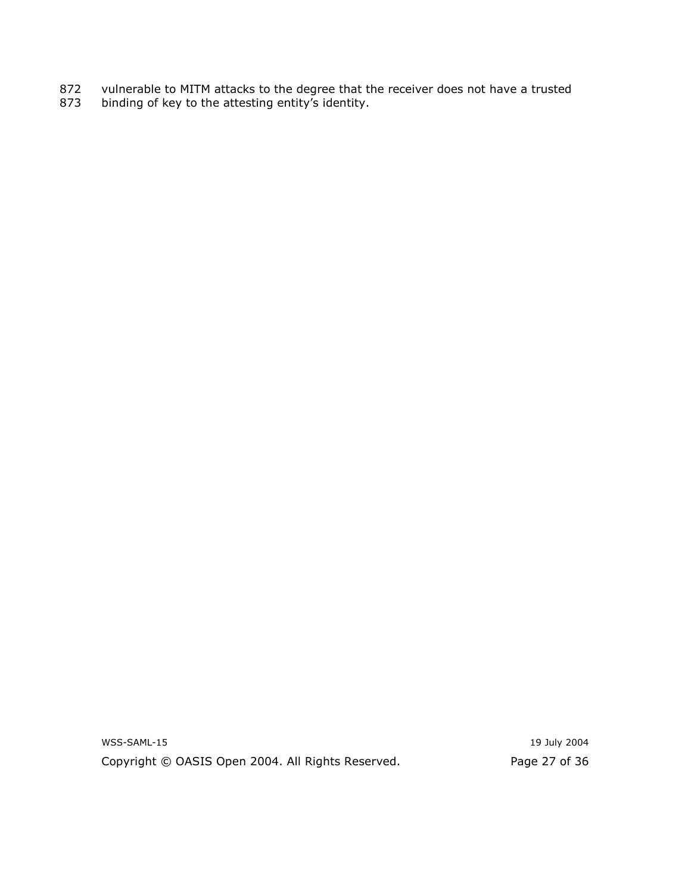vulnerable to MITM attacks to the degree that the receiver does not have a trusted binding of key to the attesting entity's identity.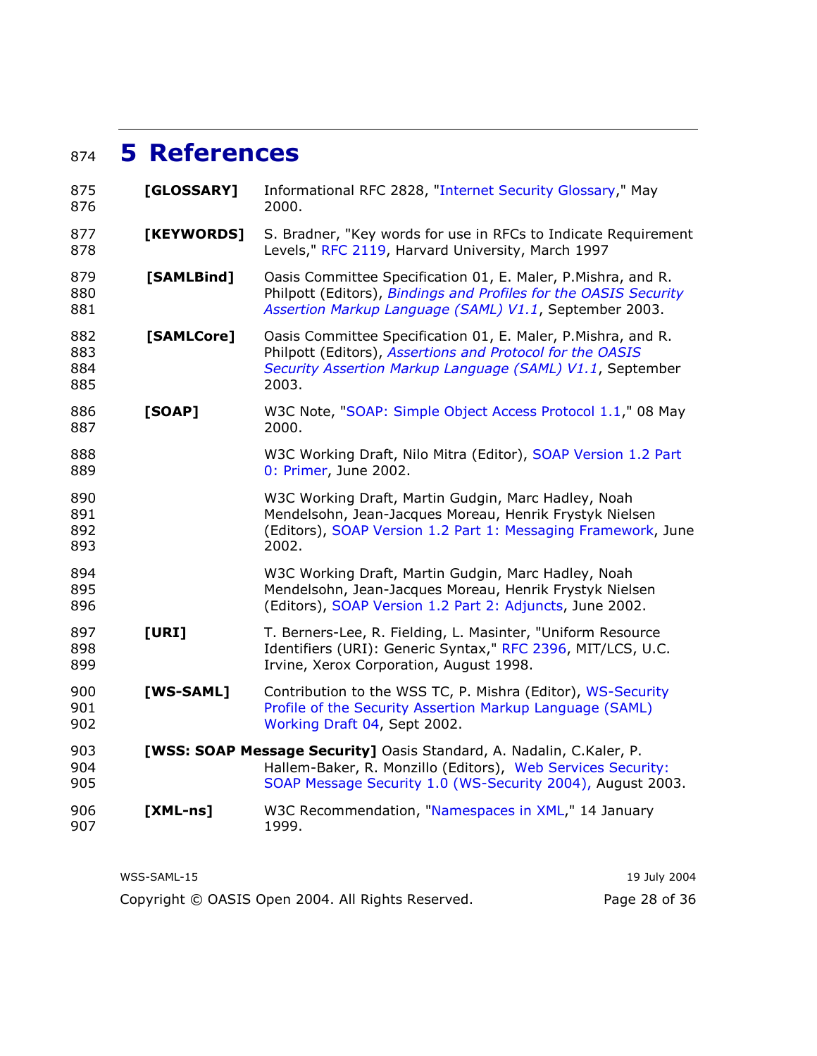# 5 References

**[GLOSSARY]** Informational RFC 2828, "Internet Security Glossary," May 2000.

**[KEYWORDS]** S. Bradner, "Key words for use in RFCs to Indicate Requirement Levels," RFC 2119, Harvard University, March 1997

**[SAMLBind]** Oasis Committee Specification 01, E. Maler, P.Mishra, and R. Philpott (Editors), *Bindings and Profiles for the OASIS Security Assertion Markup Language (SAML) V1.1*, September 2003.

**[SAMLCore]** Oasis Committee Specification 01, E. Maler, P.Mishra, and R. Philpott (Editors), *Assertions and Protocol for the OASIS Security Assertion Markup Language (SAML) V1.1*, September 2003.

**[SOAP]** W3C Note, "SOAP: Simple Object Access Protocol 1.1," 08 May 2000.

W3C Working Draft, Nilo Mitra (Editor), SOAP Version 1.2 Part 0: Primer, June 2002.

W3C Working Draft, Martin Gudgin, Marc Hadley, Noah Mendelsohn, Jean-Jacques Moreau, Henrik Frystyk Nielsen (Editors), SOAP Version 1.2 Part 1: Messaging Framework, June 2002.

W3C Working Draft, Martin Gudgin, Marc Hadley, Noah Mendelsohn, Jean-Jacques Moreau, Henrik Frystyk Nielsen (Editors), SOAP Version 1.2 Part 2: Adjuncts, June 2002.

**[URI]** T. Berners-Lee, R. Fielding, L. Masinter, "Uniform Resource Identifiers (URI): Generic Syntax," RFC 2396, MIT/LCS, U.C. Irvine, Xerox Corporation, August 1998.

**[WS-SAML]** Contribution to the WSS TC, P. Mishra (Editor), WS-Security Profile of the Security Assertion Markup Language (SAML) Working Draft 04, Sept 2002.

**[WSS: SOAP Message Security]** Oasis Standard, A. Nadalin, C.Kaler, P. Hallem-Baker, R. Monzillo (Editors), Web Services Security: SOAP Message Security 1.0 (WS-Security 2004), August 2003.

**[XML-ns]** W3C Recommendation, "Namespaces in XML," 14 January 1999.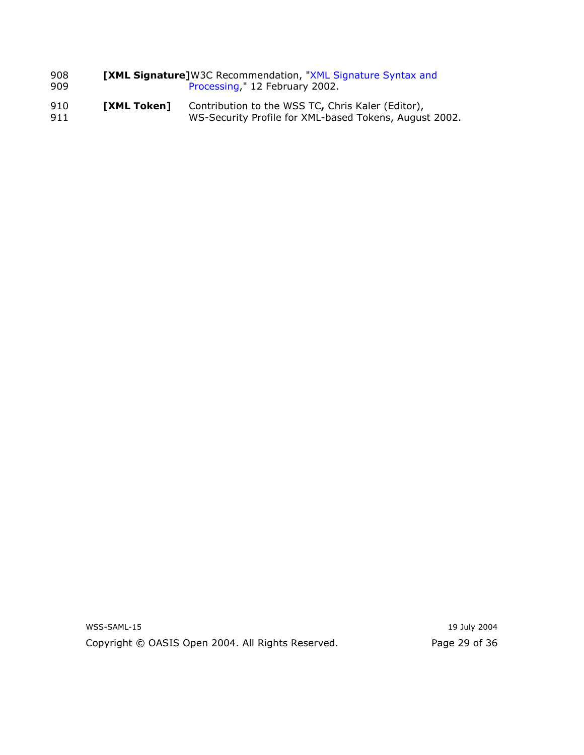908 **[XML Signature]** W3C Recommendation, "XML Signature Syntax and
909 Processing," 12 February 2002.

910 **[XML Token]** Contribution to the WSS TC**,** Chris Kaler (Editor),
911 WS-Security Profile for XML-based Tokens, August 2002.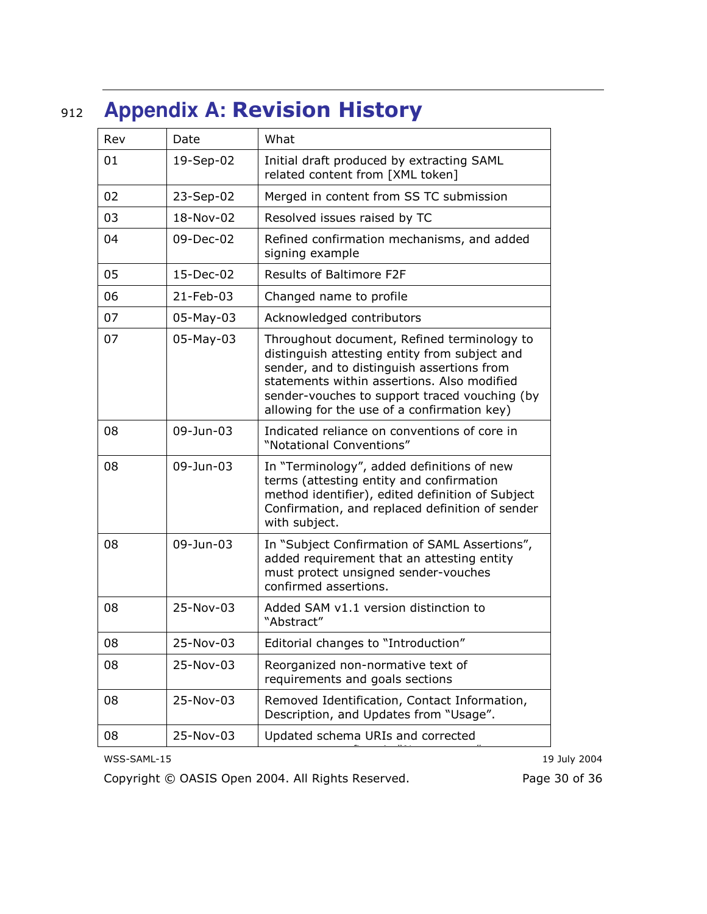// Appendix A: Revision History

| Rev | Date | What |
|---|---|---|
| 01 | 19-Sep-02 | Initial draft produced by extracting SAML related content from [XML token] |
| 02 | 23-Sep-02 | Merged in content from SS TC submission |
| 03 | 18-Nov-02 | Resolved issues raised by TC |
| 04 | 09-Dec-02 | Refined confirmation mechanisms, and added signing example |
| 05 | 15-Dec-02 | Results of Baltimore F2F |
| 06 | 21-Feb-03 | Changed name to profile |
| 07 | 05-May-03 | Acknowledged contributors |
| 07 | 05-May-03 | Throughout document, Refined terminology to distinguish attesting entity from subject and sender, and to distinguish assertions from statements within assertions. Also modified sender-vouches to support traced vouching (by allowing for the use of a confirmation key) |
| 08 | 09-Jun-03 | Indicated reliance on conventions of core in "Notational Conventions" |
| 08 | 09-Jun-03 | In "Terminology", added definitions of new terms (attesting entity and confirmation method identifier), edited definition of Subject Confirmation, and replaced definition of sender with subject. |
| 08 | 09-Jun-03 | In "Subject Confirmation of SAML Assertions", added requirement that an attesting entity must protect unsigned sender-vouches confirmed assertions. |
| 08 | 25-Nov-03 | Added SAM v1.1 version distinction to "Abstract" |
| 08 | 25-Nov-03 | Editorial changes to "Introduction" |
| 08 | 25-Nov-03 | Reorganized non-normative text of requirements and goals sections |
| 08 | 25-Nov-03 | Removed Identification, Contact Information, Description, and Updates from "Usage". |
| 08 | 25-Nov-03 | Updated schema URIs and corrected |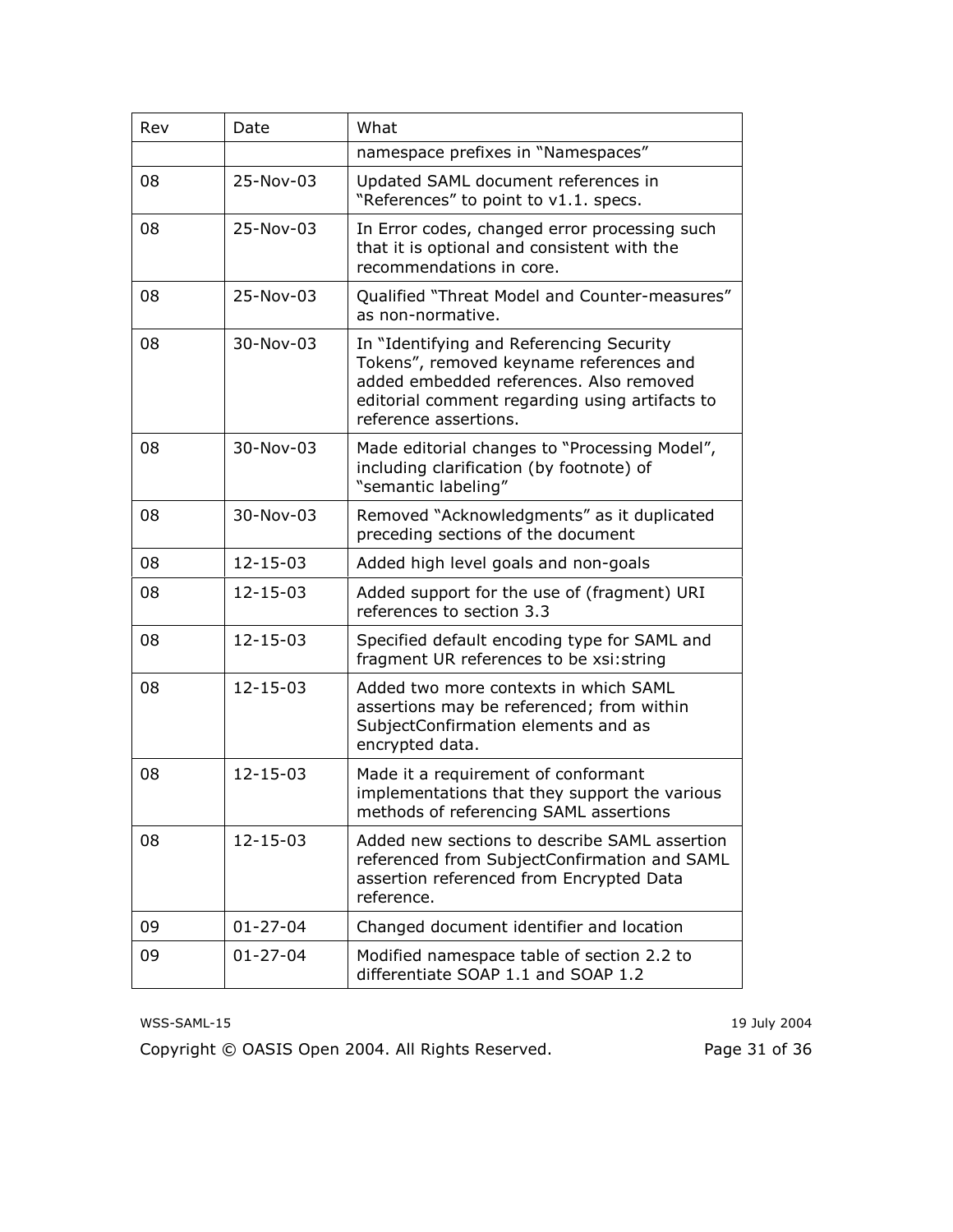| Rev | Date | What |
| --- | --- | --- |
| | | namespace prefixes in “Namespaces” |
| 08 | 25-Nov-03 | Updated SAML document references in “References” to point to v1.1. specs. |
| 08 | 25-Nov-03 | In Error codes, changed error processing such that it is optional and consistent with the recommendations in core. |
| 08 | 25-Nov-03 | Qualified “Threat Model and Counter-measures” as non-normative. |
| 08 | 30-Nov-03 | In “Identifying and Referencing Security Tokens”, removed keyname references and added embedded references. Also removed editorial comment regarding using artifacts to reference assertions. |
| 08 | 30-Nov-03 | Made editorial changes to “Processing Model”, including clarification (by footnote) of “semantic labeling” |
| 08 | 30-Nov-03 | Removed “Acknowledgments” as it duplicated preceding sections of the document |
| 08 | 12-15-03 | Added high level goals and non-goals |
| 08 | 12-15-03 | Added support for the use of (fragment) URI references to section 3.3 |
| 08 | 12-15-03 | Specified default encoding type for SAML and fragment UR references to be xsi:string |
| 08 | 12-15-03 | Added two more contexts in which SAML assertions may be referenced; from within SubjectConfirmation elements and as encrypted data. |
| 08 | 12-15-03 | Made it a requirement of conformant implementations that they support the various methods of referencing SAML assertions |
| 08 | 12-15-03 | Added new sections to describe SAML assertion referenced from SubjectConfirmation and SAML assertion referenced from Encrypted Data reference. |
| 09 | 01-27-04 | Changed document identifier and location |
| 09 | 01-27-04 | Modified namespace table of section 2.2 to differentiate SOAP 1.1 and SOAP 1.2 |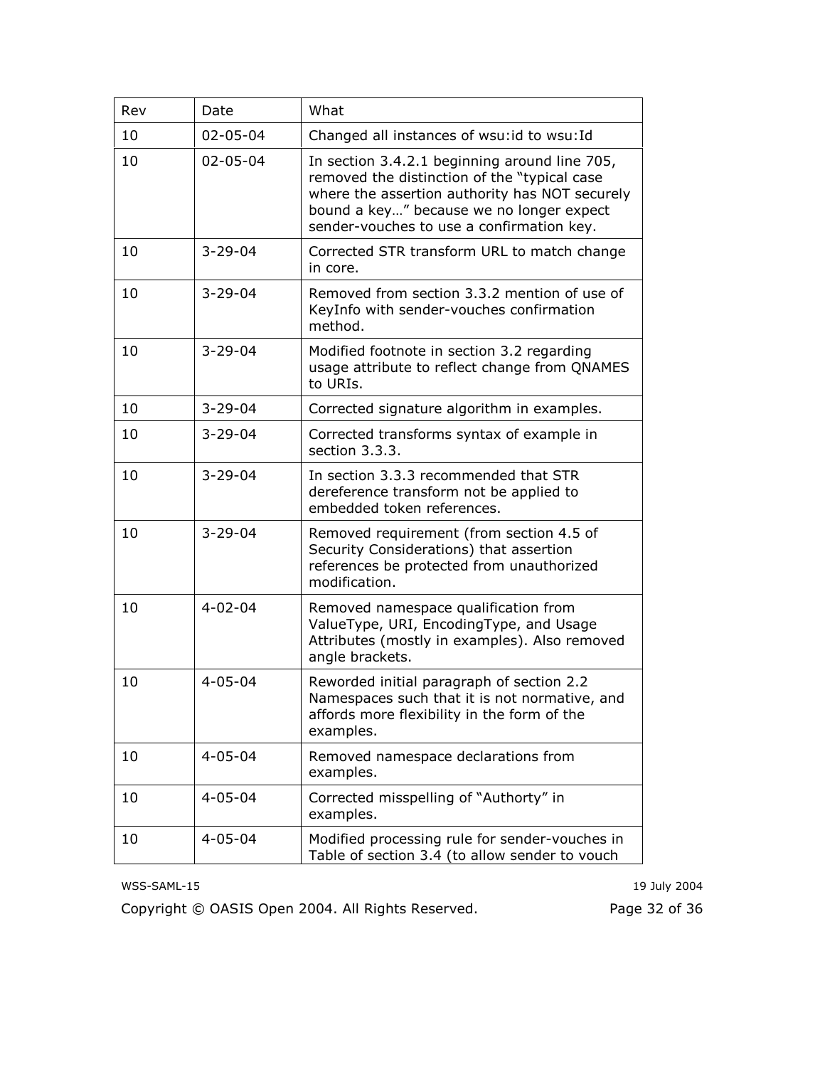| Rev | Date | What |
|---|---|---|
| 10 | 02-05-04 | Changed all instances of wsu:id to wsu:Id |
| 10 | 02-05-04 | In section 3.4.2.1 beginning around line 705, removed the distinction of the "typical case where the assertion authority has NOT securely bound a key…" because we no longer expect sender-vouches to use a confirmation key. |
| 10 | 3-29-04 | Corrected STR transform URL to match change in core. |
| 10 | 3-29-04 | Removed from section 3.3.2 mention of use of KeyInfo with sender-vouches confirmation method. |
| 10 | 3-29-04 | Modified footnote in section 3.2 regarding usage attribute to reflect change from QNAMES to URIs. |
| 10 | 3-29-04 | Corrected signature algorithm in examples. |
| 10 | 3-29-04 | Corrected transforms syntax of example in section 3.3.3. |
| 10 | 3-29-04 | In section 3.3.3 recommended that STR dereference transform not be applied to embedded token references. |
| 10 | 3-29-04 | Removed requirement (from section 4.5 of Security Considerations) that assertion references be protected from unauthorized modification. |
| 10 | 4-02-04 | Removed namespace qualification from ValueType, URI, EncodingType, and Usage Attributes (mostly in examples). Also removed angle brackets. |
| 10 | 4-05-04 | Reworded initial paragraph of section 2.2 Namespaces such that it is not normative, and affords more flexibility in the form of the examples. |
| 10 | 4-05-04 | Removed namespace declarations from examples. |
| 10 | 4-05-04 | Corrected misspelling of "Authorty" in examples. |
| 10 | 4-05-04 | Modified processing rule for sender-vouches in Table of section 3.4 (to allow sender to vouch |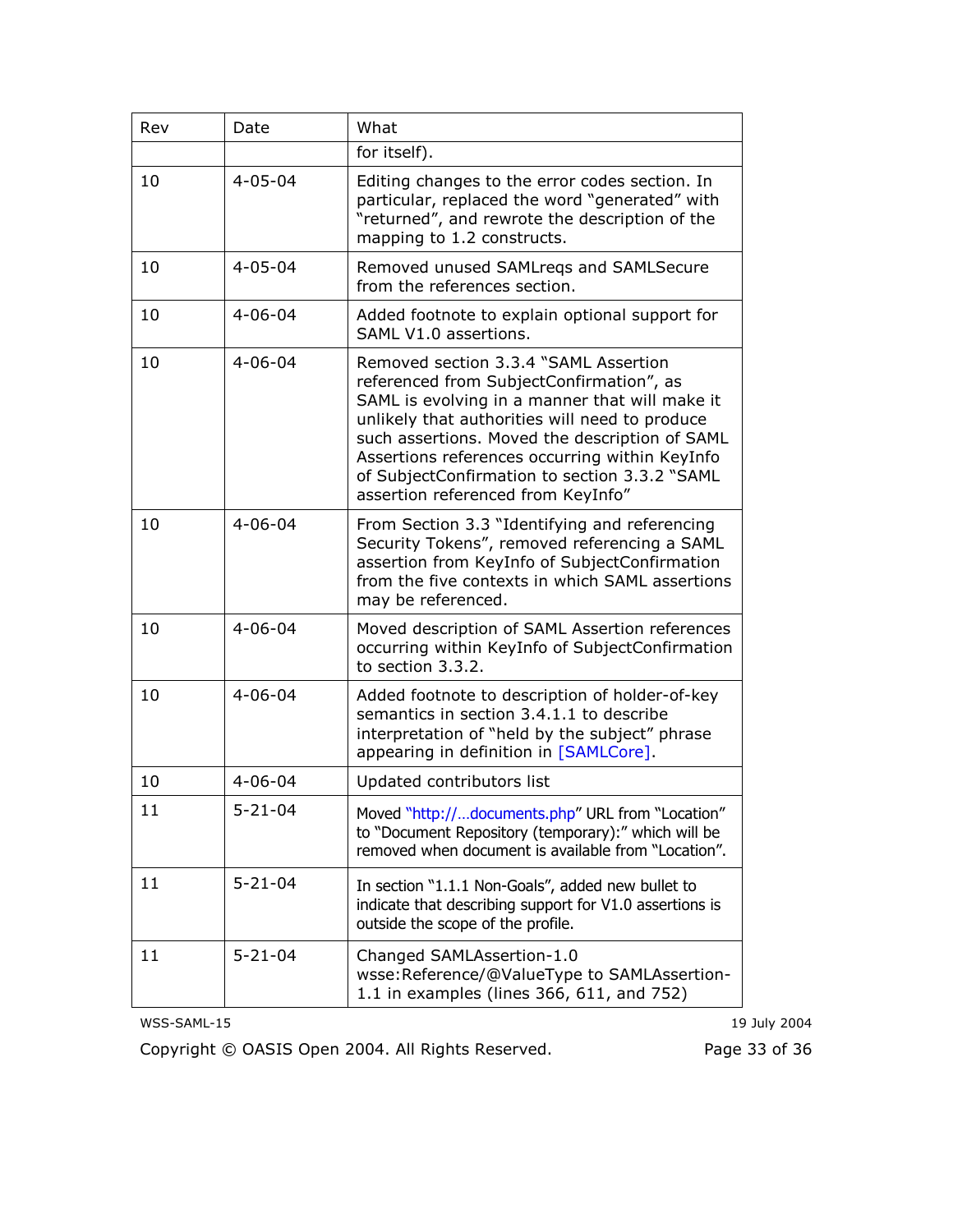| Rev | Date | What |
|---|---|---|
| | | for itself). |
| 10 | 4-05-04 | Editing changes to the error codes section. In particular, replaced the word “generated” with “returned”, and rewrote the description of the mapping to 1.2 constructs. |
| 10 | 4-05-04 | Removed unused SAMLreqs and SAMLSecure from the references section. |
| 10 | 4-06-04 | Added footnote to explain optional support for SAML V1.0 assertions. |
| 10 | 4-06-04 | Removed section 3.3.4 “SAML Assertion referenced from SubjectConfirmation”, as SAML is evolving in a manner that will make it unlikely that authorities will need to produce such assertions. Moved the description of SAML Assertions references occurring within KeyInfo of SubjectConfirmation to section 3.3.2 “SAML assertion referenced from KeyInfo” |
| 10 | 4-06-04 | From Section 3.3 “Identifying and referencing Security Tokens”, removed referencing a SAML assertion from KeyInfo of SubjectConfirmation from the five contexts in which SAML assertions may be referenced. |
| 10 | 4-06-04 | Moved description of SAML Assertion references occurring within KeyInfo of SubjectConfirmation to section 3.3.2. |
| 10 | 4-06-04 | Added footnote to description of holder-of-key semantics in section 3.4.1.1 to describe interpretation of “held by the subject” phrase appearing in definition in [SAMLCore]. |
| 10 | 4-06-04 | Updated contributors list |
| 11 | 5-21-04 | Moved “http://…documents.php” URL from “Location” to “Document Repository (temporary):” which will be removed when document is available from “Location”. |
| 11 | 5-21-04 | In section “1.1.1 Non-Goals”, added new bullet to indicate that describing support for V1.0 assertions is outside the scope of the profile. |
| 11 | 5-21-04 | Changed SAMLAssertion-1.0 wsse:Reference/@ValueType to SAMLAssertion-1.1 in examples (lines 366, 611, and 752) |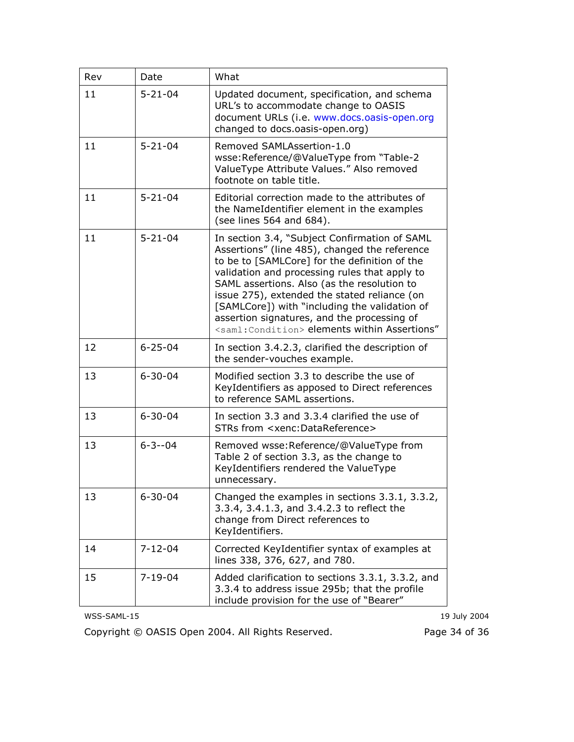| Rev | Date | What |
| --- | --- | --- |
| 11 | 5-21-04 | Updated document, specification, and schema URL's to accommodate change to OASIS document URLs (i.e. www.docs.oasis-open.org changed to docs.oasis-open.org) |
| 11 | 5-21-04 | Removed SAMLAssertion-1.0 wsse:Reference/@ValueType from "Table-2 ValueType Attribute Values." Also removed footnote on table title. |
| 11 | 5-21-04 | Editorial correction made to the attributes of the NameIdentifier element in the examples (see lines 564 and 684). |
| 11 | 5-21-04 | In section 3.4, "Subject Confirmation of SAML Assertions" (line 485), changed the reference to be to [SAMLCore] for the definition of the validation and processing rules that apply to SAML assertions. Also (as the resolution to issue 275), extended the stated reliance (on [SAMLCore]) with "including the validation of assertion signatures, and the processing of `<saml:Condition>` elements within Assertions" |
| 12 | 6-25-04 | In section 3.4.2.3, clarified the description of the sender-vouches example. |
| 13 | 6-30-04 | Modified section 3.3 to describe the use of KeyIdentifiers as apposed to Direct references to reference SAML assertions. |
| 13 | 6-30-04 | In section 3.3 and 3.3.4 clarified the use of STRs from <xenc:DataReference> |
| 13 | 6-3--04 | Removed wsse:Reference/@ValueType from Table 2 of section 3.3, as the change to KeyIdentifiers rendered the ValueType unnecessary. |
| 13 | 6-30-04 | Changed the examples in sections 3.3.1, 3.3.2, 3.3.4, 3.4.1.3, and 3.4.2.3 to reflect the change from Direct references to KeyIdentifiers. |
| 14 | 7-12-04 | Corrected KeyIdentifier syntax of examples at lines 338, 376, 627, and 780. |
| 15 | 7-19-04 | Added clarification to sections 3.3.1, 3.3.2, and 3.3.4 to address issue 295b; that the profile include provision for the use of "Bearer" |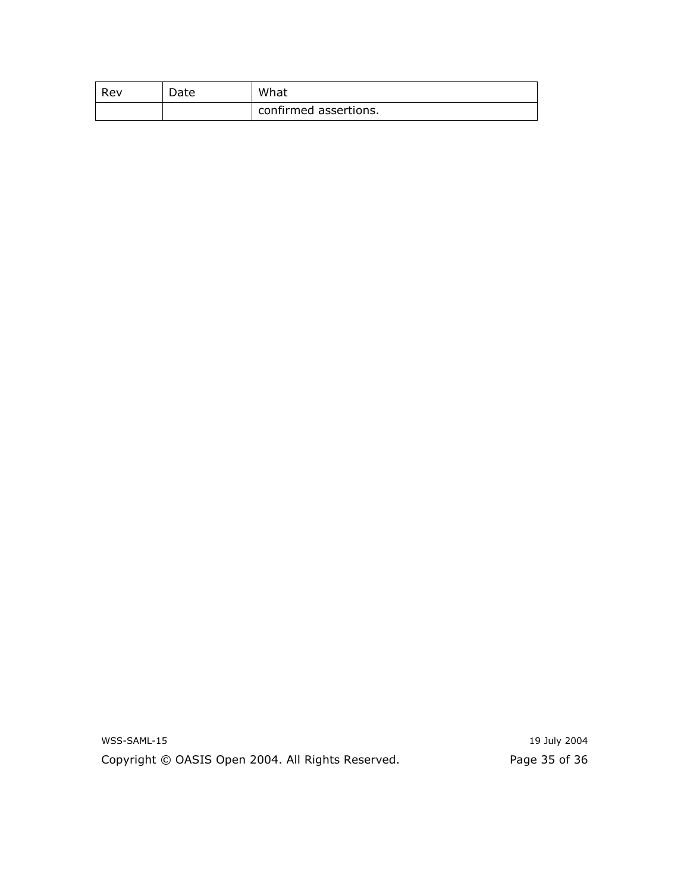| Rev | Date | What |
| --- | --- | --- |
| | | confirmed assertions. |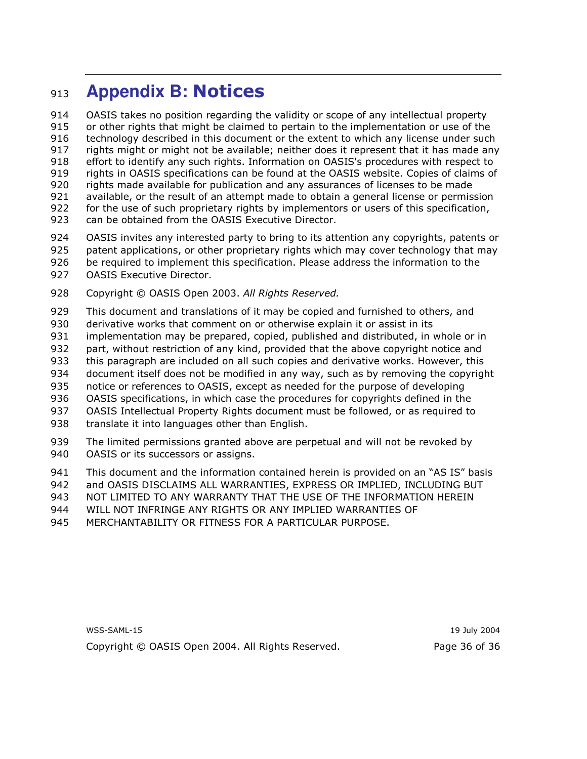# Appendix B: Notices

OASIS takes no position regarding the validity or scope of any intellectual property or other rights that might be claimed to pertain to the implementation or use of the technology described in this document or the extent to which any license under such rights might or might not be available; neither does it represent that it has made any effort to identify any such rights. Information on OASIS's procedures with respect to rights in OASIS specifications can be found at the OASIS website. Copies of claims of rights made available for publication and any assurances of licenses to be made available, or the result of an attempt made to obtain a general license or permission for the use of such proprietary rights by implementors or users of this specification, can be obtained from the OASIS Executive Director.

OASIS invites any interested party to bring to its attention any copyrights, patents or patent applications, or other proprietary rights which may cover technology that may be required to implement this specification. Please address the information to the OASIS Executive Director.

Copyright © OASIS Open 2003. *All Rights Reserved.*

This document and translations of it may be copied and furnished to others, and derivative works that comment on or otherwise explain it or assist in its implementation may be prepared, copied, published and distributed, in whole or in part, without restriction of any kind, provided that the above copyright notice and this paragraph are included on all such copies and derivative works. However, this document itself does not be modified in any way, such as by removing the copyright notice or references to OASIS, except as needed for the purpose of developing OASIS specifications, in which case the procedures for copyrights defined in the OASIS Intellectual Property Rights document must be followed, or as required to translate it into languages other than English.

The limited permissions granted above are perpetual and will not be revoked by OASIS or its successors or assigns.

This document and the information contained herein is provided on an "AS IS" basis and OASIS DISCLAIMS ALL WARRANTIES, EXPRESS OR IMPLIED, INCLUDING BUT NOT LIMITED TO ANY WARRANTY THAT THE USE OF THE INFORMATION HEREIN WILL NOT INFRINGE ANY RIGHTS OR ANY IMPLIED WARRANTIES OF MERCHANTABILITY OR FITNESS FOR A PARTICULAR PURPOSE.